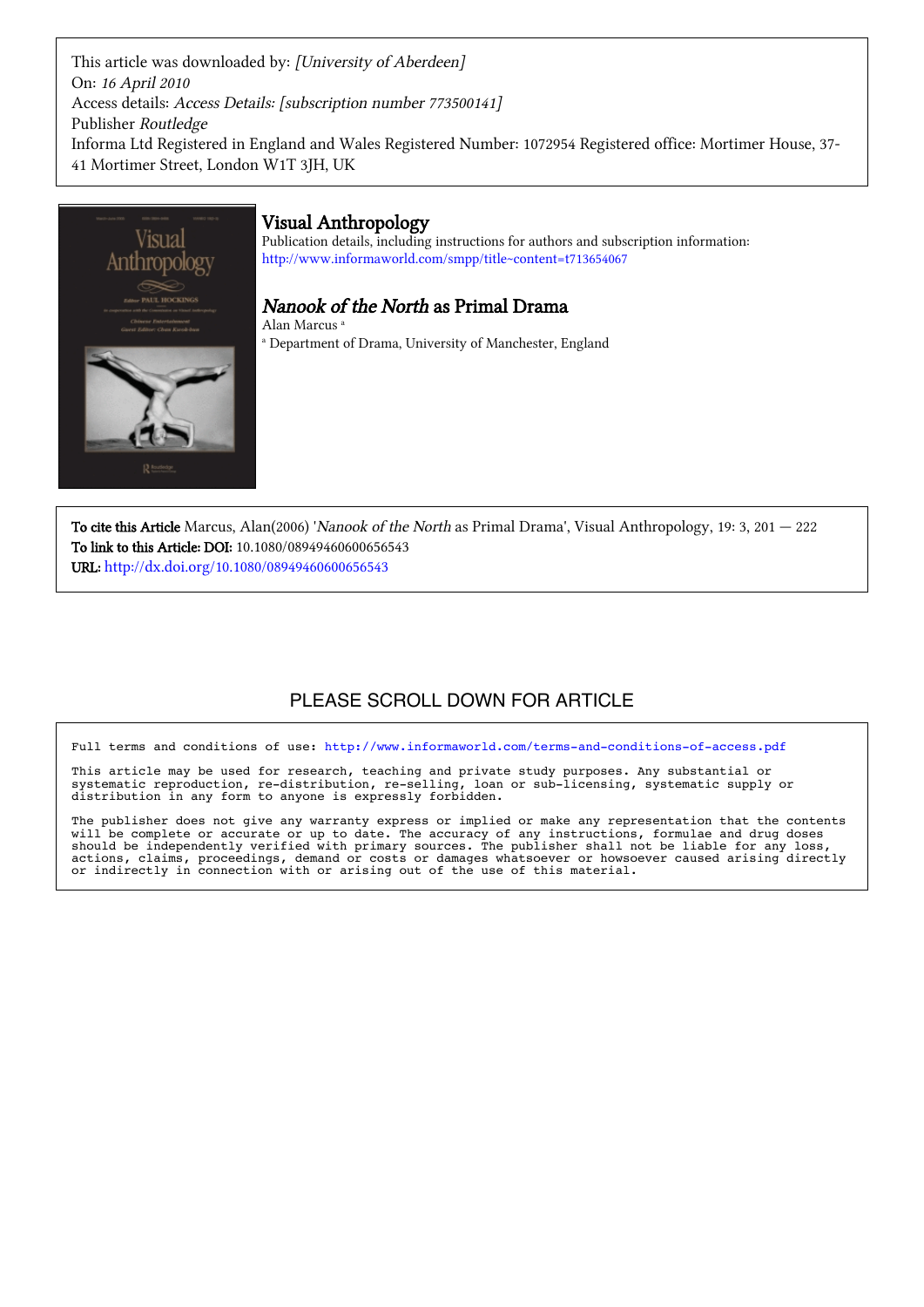This article was downloaded by: *[University of Aberdeen]*
On: *16 April 2010*
Access details: *Access Details: [subscription number 773500141]*
Publisher *Routledge*
Informa Ltd Registered in England and Wales Registered Number: 1072954 Registered office: Mortimer House, 37-41 Mortimer Street, London W1T 3JH, UK

# Visual Anthropology

Publication details, including instructions for authors and subscription information:
http://www.informaworld.com/smpp/title~content=t713654067

## *Nanook of the North* as Primal Drama

Alan Marcus [a]

[a] Department of Drama, University of Manchester, England

**To cite this Article** Marcus, Alan(2006) '*Nanook of the North* as Primal Drama', Visual Anthropology, 19: 3, 201 — 222

**To link to this Article: DOI:** 10.1080/08949460600656543

**URL:** http://dx.doi.org/10.1080/08949460600656543

PLEASE SCROLL DOWN FOR ARTICLE

Full terms and conditions of use: http://www.informaworld.com/terms-and-conditions-of-access.pdf

This article may be used for research, teaching and private study purposes. Any substantial or systematic reproduction, re-distribution, re-selling, loan or sub-licensing, systematic supply or distribution in any form to anyone is expressly forbidden.

The publisher does not give any warranty express or implied or make any representation that the contents will be complete or accurate or up to date. The accuracy of any instructions, formulae and drug doses should be independently verified with primary sources. The publisher shall not be liable for any loss, actions, claims, proceedings, demand or costs or damages whatsoever or howsoever caused arising directly or indirectly in connection with or arising out of the use of this material.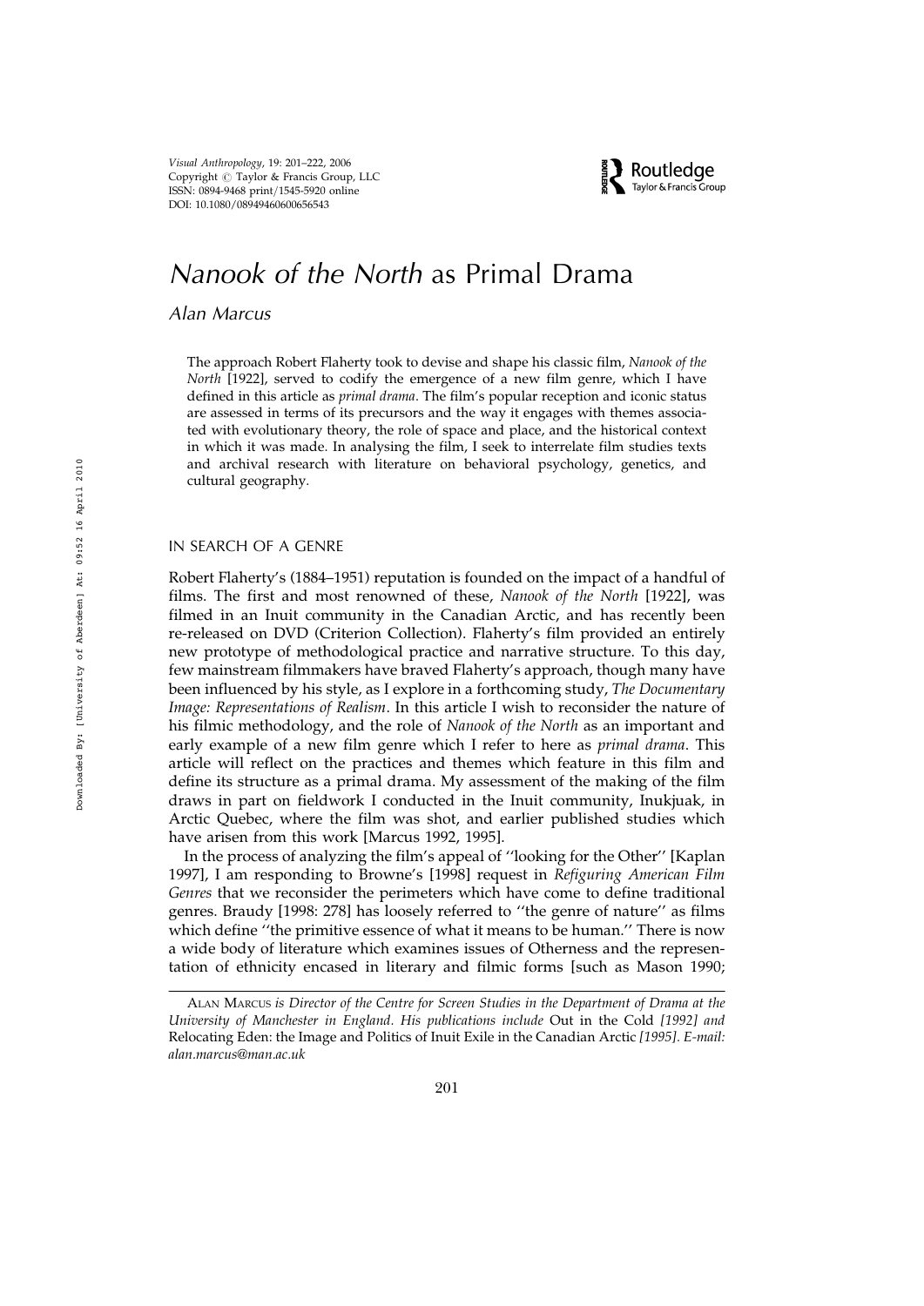# *Nanook of the North* as Primal Drama

*Alan Marcus*

The approach Robert Flaherty took to devise and shape his classic film, *Nanook of the North* [1922], served to codify the emergence of a new film genre, which I have defined in this article as *primal drama*. The film's popular reception and iconic status are assessed in terms of its precursors and the way it engages with themes associated with evolutionary theory, the role of space and place, and the historical context in which it was made. In analysing the film, I seek to interrelate film studies texts and archival research with literature on behavioral psychology, genetics, and cultural geography.

## IN SEARCH OF A GENRE

Robert Flaherty's (1884–1951) reputation is founded on the impact of a handful of films. The first and most renowned of these, *Nanook of the North* [1922], was filmed in an Inuit community in the Canadian Arctic, and has recently been re-released on DVD (Criterion Collection). Flaherty's film provided an entirely new prototype of methodological practice and narrative structure. To this day, few mainstream filmmakers have braved Flaherty's approach, though many have been influenced by his style, as I explore in a forthcoming study, *The Documentary Image: Representations of Realism*. In this article I wish to reconsider the nature of his filmic methodology, and the role of *Nanook of the North* as an important and early example of a new film genre which I refer to here as *primal drama*. This article will reflect on the practices and themes which feature in this film and define its structure as a primal drama. My assessment of the making of the film draws in part on fieldwork I conducted in the Inuit community, Inukjuak, in Arctic Quebec, where the film was shot, and earlier published studies which have arisen from this work [Marcus 1992, 1995].

In the process of analyzing the film's appeal of ''looking for the Other'' [Kaplan 1997], I am responding to Browne's [1998] request in *Refiguring American Film Genres* that we reconsider the perimeters which have come to define traditional genres. Braudy [1998: 278] has loosely referred to ''the genre of nature'' as films which define ''the primitive essence of what it means to be human.'' There is now a wide body of literature which examines issues of Otherness and the representation of ethnicity encased in literary and filmic forms [such as Mason 1990;

---

ALAN MARCUS *is Director of the Centre for Screen Studies in the Department of Drama at the University of Manchester in England. His publications include* Out in the Cold *[1992] and* Relocating Eden: the Image and Politics of Inuit Exile in the Canadian Arctic *[1995]. E-mail: alan.marcus@man.ac.uk*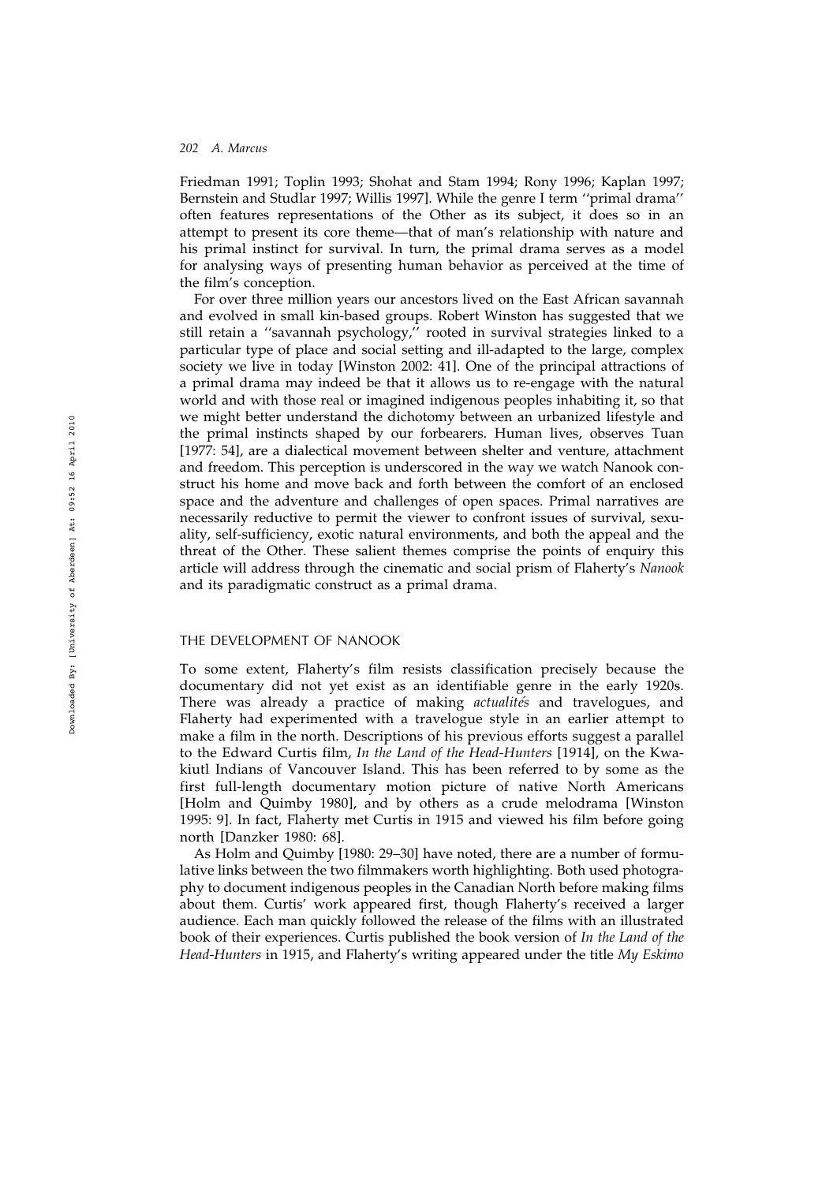Friedman 1991; Toplin 1993; Shohat and Stam 1994; Rony 1996; Kaplan 1997; Bernstein and Studlar 1997; Willis 1997]. While the genre I term ''primal drama'' often features representations of the Other as its subject, it does so in an attempt to present its core theme—that of man's relationship with nature and his primal instinct for survival. In turn, the primal drama serves as a model for analysing ways of presenting human behavior as perceived at the time of the film's conception.

For over three million years our ancestors lived on the East African savannah and evolved in small kin-based groups. Robert Winston has suggested that we still retain a ''savannah psychology,'' rooted in survival strategies linked to a particular type of place and social setting and ill-adapted to the large, complex society we live in today [Winston 2002: 41]. One of the principal attractions of a primal drama may indeed be that it allows us to re-engage with the natural world and with those real or imagined indigenous peoples inhabiting it, so that we might better understand the dichotomy between an urbanized lifestyle and the primal instincts shaped by our forbearers. Human lives, observes Tuan [1977: 54], are a dialectical movement between shelter and venture, attachment and freedom. This perception is underscored in the way we watch Nanook construct his home and move back and forth between the comfort of an enclosed space and the adventure and challenges of open spaces. Primal narratives are necessarily reductive to permit the viewer to confront issues of survival, sexuality, self-sufficiency, exotic natural environments, and both the appeal and the threat of the Other. These salient themes comprise the points of enquiry this article will address through the cinematic and social prism of Flaherty's *Nanook* and its paradigmatic construct as a primal drama.

## THE DEVELOPMENT OF NANOOK

To some extent, Flaherty's film resists classification precisely because the documentary did not yet exist as an identifiable genre in the early 1920s. There was already a practice of making *actualités* and travelogues, and Flaherty had experimented with a travelogue style in an earlier attempt to make a film in the north. Descriptions of his previous efforts suggest a parallel to the Edward Curtis film, *In the Land of the Head-Hunters* [1914], on the Kwakiutl Indians of Vancouver Island. This has been referred to by some as the first full-length documentary motion picture of native North Americans [Holm and Quimby 1980], and by others as a crude melodrama [Winston 1995: 9]. In fact, Flaherty met Curtis in 1915 and viewed his film before going north [Danzker 1980: 68].

As Holm and Quimby [1980: 29–30] have noted, there are a number of formulative links between the two filmmakers worth highlighting. Both used photography to document indigenous peoples in the Canadian North before making films about them. Curtis' work appeared first, though Flaherty's received a larger audience. Each man quickly followed the release of the films with an illustrated book of their experiences. Curtis published the book version of *In the Land of the Head-Hunters* in 1915, and Flaherty's writing appeared under the title *My Eskimo*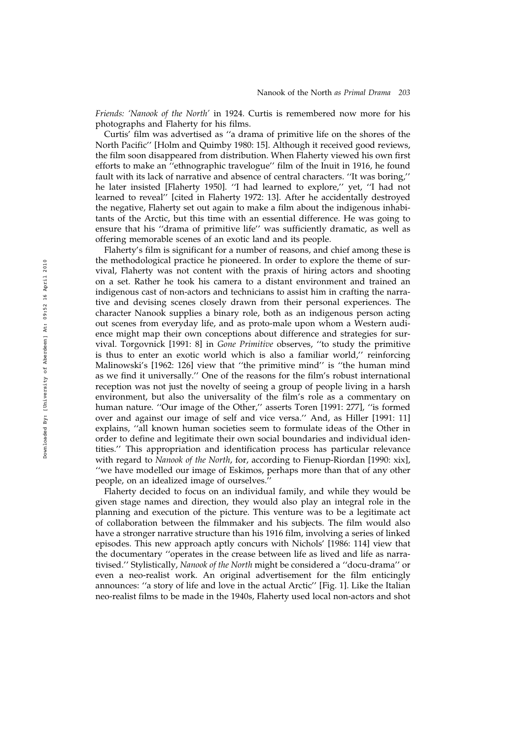*Friends: 'Nanook of the North'* in 1924. Curtis is remembered now more for his photographs and Flaherty for his films.

Curtis' film was advertised as ''a drama of primitive life on the shores of the North Pacific'' [Holm and Quimby 1980: 15]. Although it received good reviews, the film soon disappeared from distribution. When Flaherty viewed his own first efforts to make an ''ethnographic travelogue'' film of the Inuit in 1916, he found fault with its lack of narrative and absence of central characters. ''It was boring,'' he later insisted [Flaherty 1950]. ''I had learned to explore,'' yet, ''I had not learned to reveal'' [cited in Flaherty 1972: 13]. After he accidentally destroyed the negative, Flaherty set out again to make a film about the indigenous inhabitants of the Arctic, but this time with an essential difference. He was going to ensure that his ''drama of primitive life'' was sufficiently dramatic, as well as offering memorable scenes of an exotic land and its people.

Flaherty's film is significant for a number of reasons, and chief among these is the methodological practice he pioneered. In order to explore the theme of survival, Flaherty was not content with the praxis of hiring actors and shooting on a set. Rather he took his camera to a distant environment and trained an indigenous cast of non-actors and technicians to assist him in crafting the narrative and devising scenes closely drawn from their personal experiences. The character Nanook supplies a binary role, both as an indigenous person acting out scenes from everyday life, and as proto-male upon whom a Western audience might map their own conceptions about difference and strategies for survival. Torgovnick [1991: 8] in *Gone Primitive* observes, ''to study the primitive is thus to enter an exotic world which is also a familiar world,'' reinforcing Malinowski's [1962: 126] view that ''the primitive mind'' is ''the human mind as we find it universally.'' One of the reasons for the film's robust international reception was not just the novelty of seeing a group of people living in a harsh environment, but also the universality of the film's role as a commentary on human nature. ''Our image of the Other,'' asserts Toren [1991: 277], ''is formed over and against our image of self and vice versa.'' And, as Hiller [1991: 11] explains, ''all known human societies seem to formulate ideas of the Other in order to define and legitimate their own social boundaries and individual identities.'' This appropriation and identification process has particular relevance with regard to *Nanook of the North*, for, according to Fienup-Riordan [1990: xix], ''we have modelled our image of Eskimos, perhaps more than that of any other people, on an idealized image of ourselves.''

Flaherty decided to focus on an individual family, and while they would be given stage names and direction, they would also play an integral role in the planning and execution of the picture. This venture was to be a legitimate act of collaboration between the filmmaker and his subjects. The film would also have a stronger narrative structure than his 1916 film, involving a series of linked episodes. This new approach aptly concurs with Nichols' [1986: 114] view that the documentary ''operates in the crease between life as lived and life as narrativised.'' Stylistically, *Nanook of the North* might be considered a ''docu-drama'' or even a neo-realist work. An original advertisement for the film enticingly announces: ''a story of life and love in the actual Arctic'' [Fig. 1]. Like the Italian neo-realist films to be made in the 1940s, Flaherty used local non-actors and shot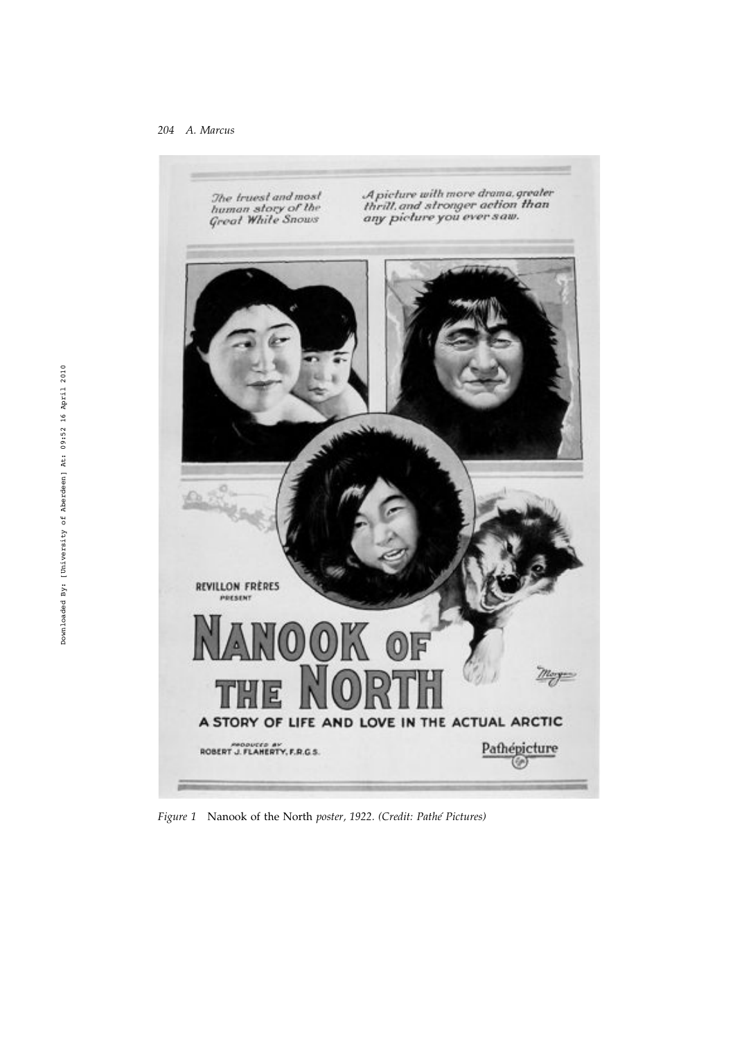*Figure 1* Nanook of the North *poster, 1922. (Credit: Pathé Pictures)*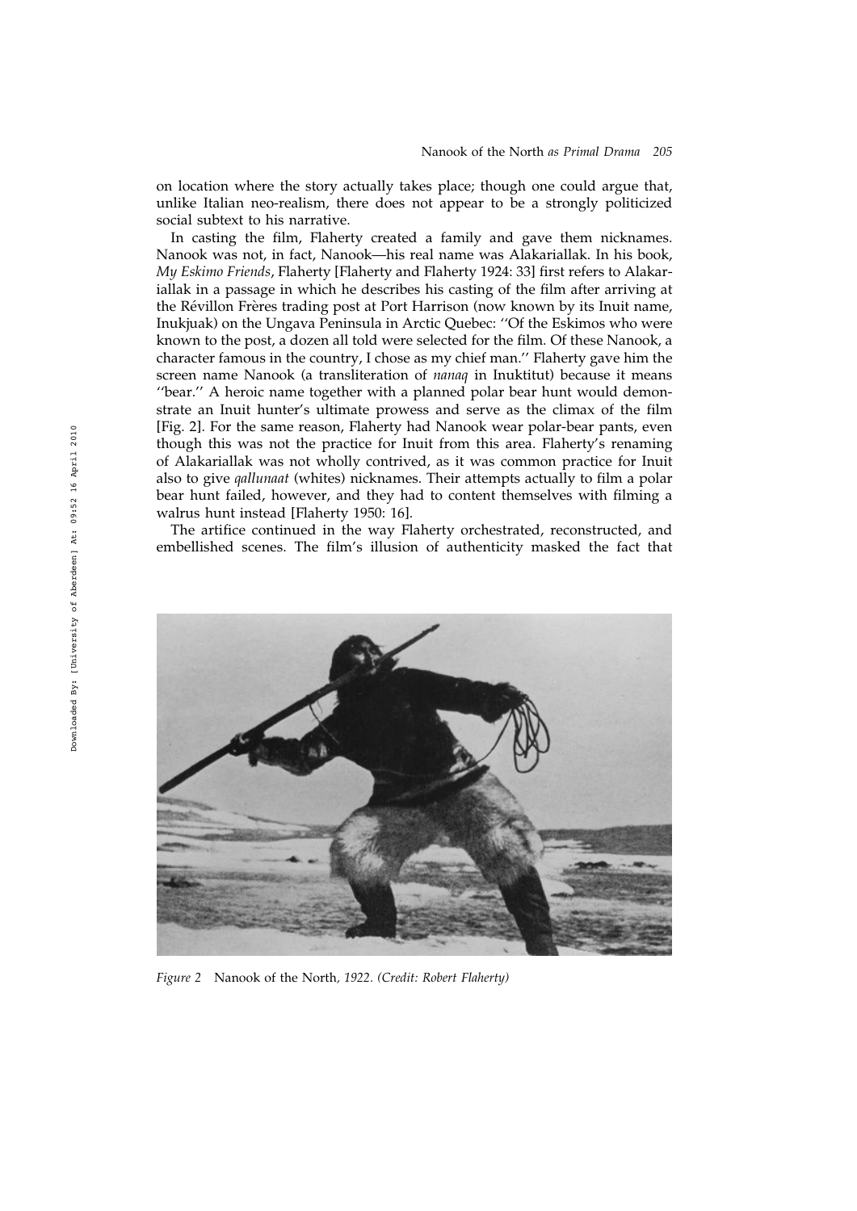on location where the story actually takes place; though one could argue that, unlike Italian neo-realism, there does not appear to be a strongly politicized social subtext to his narrative.

In casting the film, Flaherty created a family and gave them nicknames. Nanook was not, in fact, Nanook—his real name was Alakariallak. In his book, *My Eskimo Friends*, Flaherty [Flaherty and Flaherty 1924: 33] first refers to Alakariallak in a passage in which he describes his casting of the film after arriving at the Révillon Frères trading post at Port Harrison (now known by its Inuit name, Inukjuak) on the Ungava Peninsula in Arctic Quebec: ''Of the Eskimos who were known to the post, a dozen all told were selected for the film. Of these Nanook, a character famous in the country, I chose as my chief man.'' Flaherty gave him the screen name Nanook (a transliteration of *nanaq* in Inuktitut) because it means ''bear.'' A heroic name together with a planned polar bear hunt would demonstrate an Inuit hunter's ultimate prowess and serve as the climax of the film [Fig. 2]. For the same reason, Flaherty had Nanook wear polar-bear pants, even though this was not the practice for Inuit from this area. Flaherty's renaming of Alakariallak was not wholly contrived, as it was common practice for Inuit also to give *qallunaat* (whites) nicknames. Their attempts actually to film a polar bear hunt failed, however, and they had to content themselves with filming a walrus hunt instead [Flaherty 1950: 16].

The artifice continued in the way Flaherty orchestrated, reconstructed, and embellished scenes. The film's illusion of authenticity masked the fact that

*Figure 2* Nanook of the North*, 1922. (Credit: Robert Flaherty)*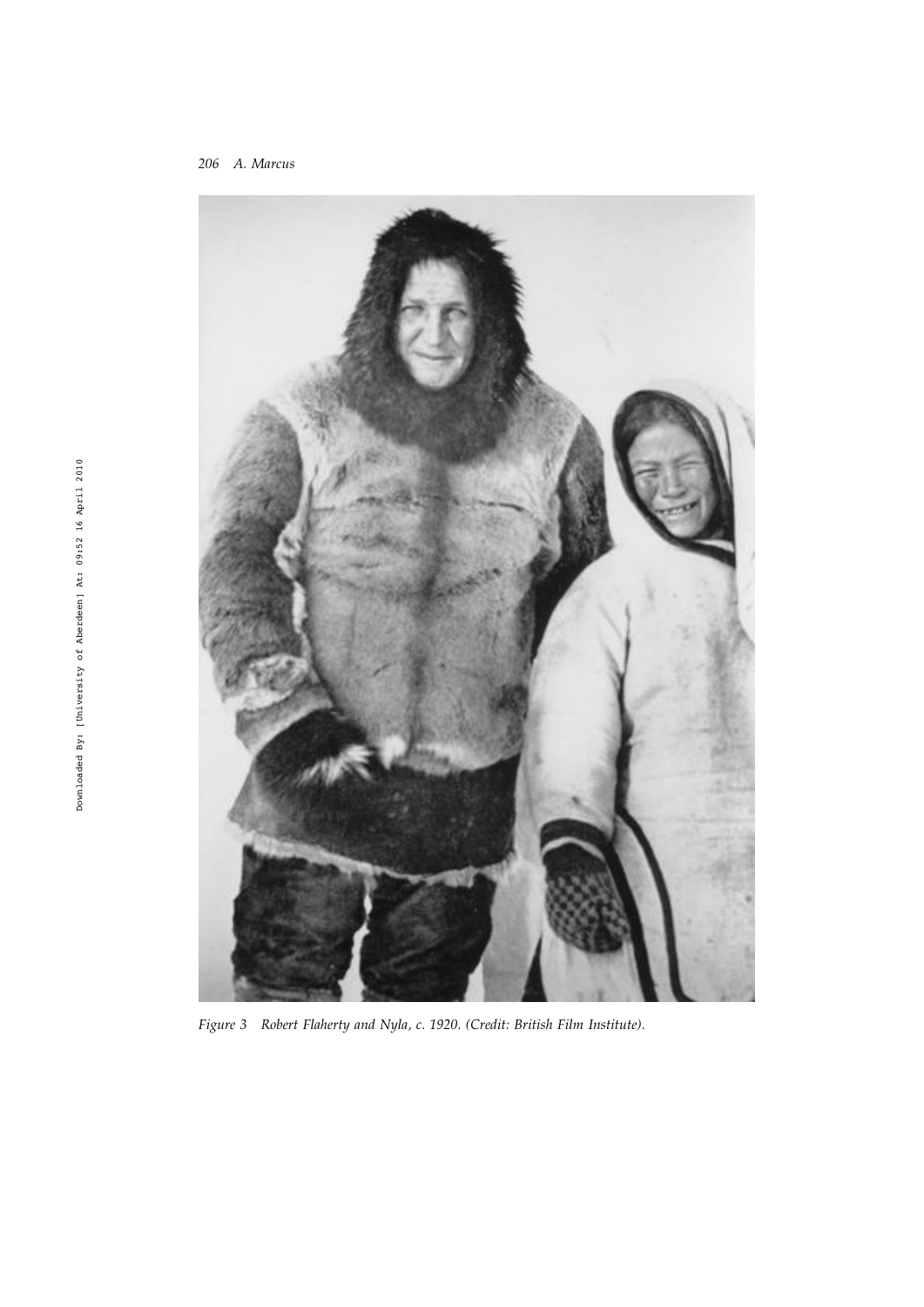Figure 3 Robert Flaherty and Nyla, c. 1920. (Credit: British Film Institute).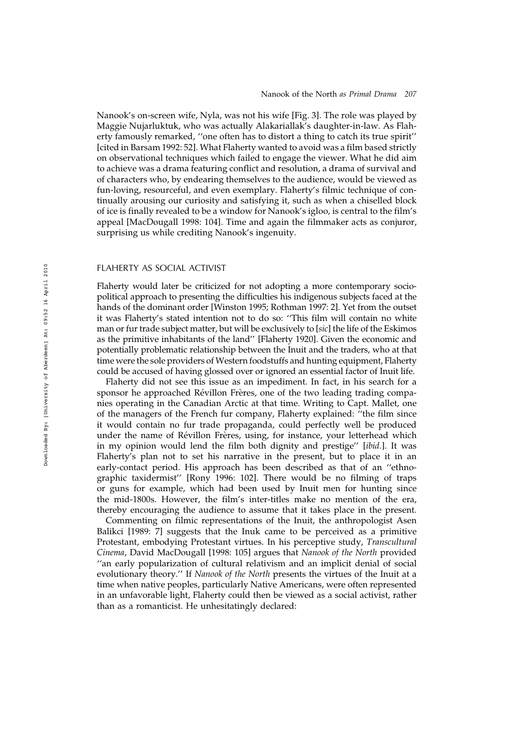Nanook's on-screen wife, Nyla, was not his wife [Fig. 3]. The role was played by Maggie Nujarluktuk, who was actually Alakariallak's daughter-in-law. As Flaherty famously remarked, ''one often has to distort a thing to catch its true spirit'' [cited in Barsam 1992: 52]. What Flaherty wanted to avoid was a film based strictly on observational techniques which failed to engage the viewer. What he did aim to achieve was a drama featuring conflict and resolution, a drama of survival and of characters who, by endearing themselves to the audience, would be viewed as fun-loving, resourceful, and even exemplary. Flaherty's filmic technique of continually arousing our curiosity and satisfying it, such as when a chiselled block of ice is finally revealed to be a window for Nanook's igloo, is central to the film's appeal [MacDougall 1998: 104]. Time and again the filmmaker acts as conjuror, surprising us while crediting Nanook's ingenuity.

## FLAHERTY AS SOCIAL ACTIVIST

Flaherty would later be criticized for not adopting a more contemporary socio-political approach to presenting the difficulties his indigenous subjects faced at the hands of the dominant order [Winston 1995; Rothman 1997: 2]. Yet from the outset it was Flaherty's stated intention not to do so: ''This film will contain no white man or fur trade subject matter, but will be exclusively to [*sic*] the life of the Eskimos as the primitive inhabitants of the land'' [Flaherty 1920]. Given the economic and potentially problematic relationship between the Inuit and the traders, who at that time were the sole providers of Western foodstuffs and hunting equipment, Flaherty could be accused of having glossed over or ignored an essential factor of Inuit life.

Flaherty did not see this issue as an impediment. In fact, in his search for a sponsor he approached Révillon Frères, one of the two leading trading companies operating in the Canadian Arctic at that time. Writing to Capt. Mallet, one of the managers of the French fur company, Flaherty explained: ''the film since it would contain no fur trade propaganda, could perfectly well be produced under the name of Révillon Frères, using, for instance, your letterhead which in my opinion would lend the film both dignity and prestige'' [*ibid*.]. It was Flaherty's plan not to set his narrative in the present, but to place it in an early-contact period. His approach has been described as that of an ''ethnographic taxidermist'' [Rony 1996: 102]. There would be no filming of traps or guns for example, which had been used by Inuit men for hunting since the mid-1800s. However, the film's inter-titles make no mention of the era, thereby encouraging the audience to assume that it takes place in the present.

Commenting on filmic representations of the Inuit, the anthropologist Asen Balikci [1989: 7] suggests that the Inuk came to be perceived as a primitive Protestant, embodying Protestant virtues. In his perceptive study, *Transcultural Cinema*, David MacDougall [1998: 105] argues that *Nanook of the North* provided ''an early popularization of cultural relativism and an implicit denial of social evolutionary theory.'' If *Nanook of the North* presents the virtues of the Inuit at a time when native peoples, particularly Native Americans, were often represented in an unfavorable light, Flaherty could then be viewed as a social activist, rather than as a romanticist. He unhesitatingly declared: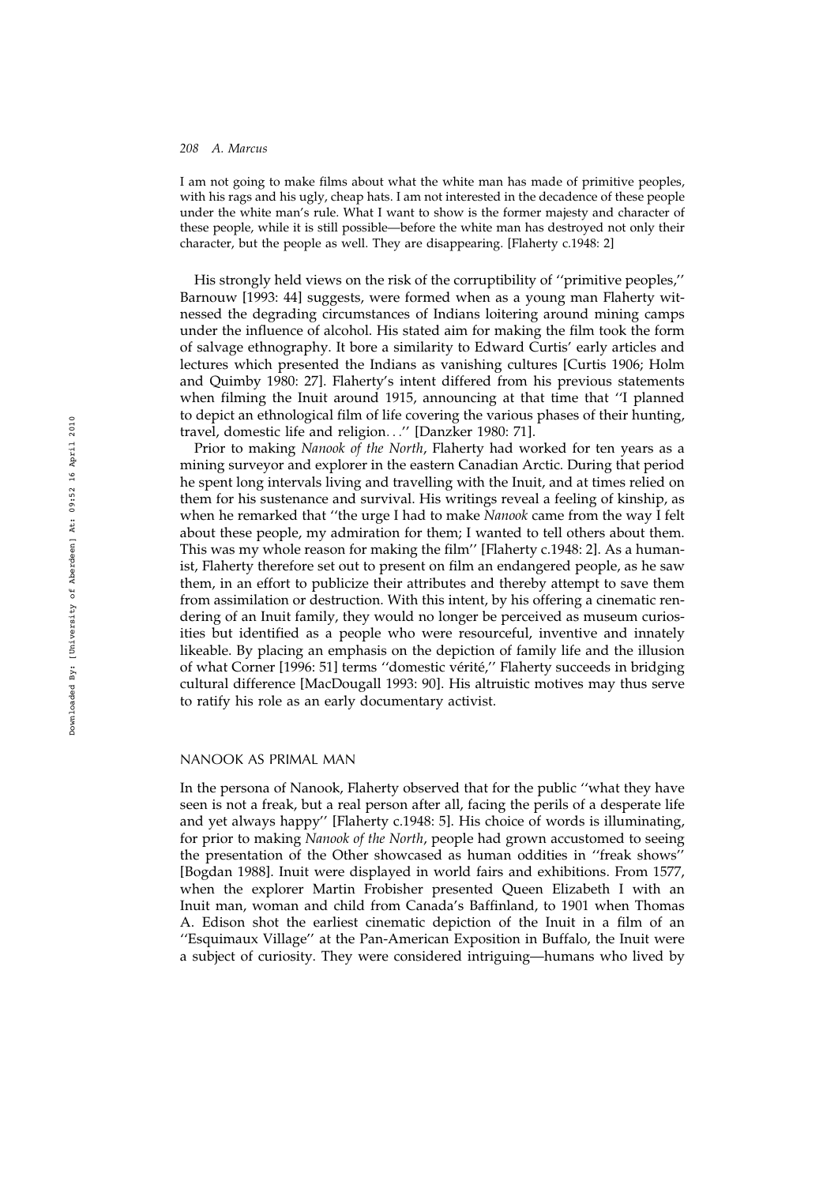I am not going to make films about what the white man has made of primitive peoples, with his rags and his ugly, cheap hats. I am not interested in the decadence of these people under the white man's rule. What I want to show is the former majesty and character of these people, while it is still possible—before the white man has destroyed not only their character, but the people as well. They are disappearing. [Flaherty c.1948: 2]

His strongly held views on the risk of the corruptibility of ''primitive peoples,'' Barnouw [1993: 44] suggests, were formed when as a young man Flaherty witnessed the degrading circumstances of Indians loitering around mining camps under the influence of alcohol. His stated aim for making the film took the form of salvage ethnography. It bore a similarity to Edward Curtis' early articles and lectures which presented the Indians as vanishing cultures [Curtis 1906; Holm and Quimby 1980: 27]. Flaherty's intent differed from his previous statements when filming the Inuit around 1915, announcing at that time that ''I planned to depict an ethnological film of life covering the various phases of their hunting, travel, domestic life and religion. . .'' [Danzker 1980: 71].

Prior to making *Nanook of the North*, Flaherty had worked for ten years as a mining surveyor and explorer in the eastern Canadian Arctic. During that period he spent long intervals living and travelling with the Inuit, and at times relied on them for his sustenance and survival. His writings reveal a feeling of kinship, as when he remarked that ''the urge I had to make *Nanook* came from the way I felt about these people, my admiration for them; I wanted to tell others about them. This was my whole reason for making the film'' [Flaherty c.1948: 2]. As a humanist, Flaherty therefore set out to present on film an endangered people, as he saw them, in an effort to publicize their attributes and thereby attempt to save them from assimilation or destruction. With this intent, by his offering a cinematic rendering of an Inuit family, they would no longer be perceived as museum curiosities but identified as a people who were resourceful, inventive and innately likeable. By placing an emphasis on the depiction of family life and the illusion of what Corner [1996: 51] terms ''domestic vérité,'' Flaherty succeeds in bridging cultural difference [MacDougall 1993: 90]. His altruistic motives may thus serve to ratify his role as an early documentary activist.

## NANOOK AS PRIMAL MAN

In the persona of Nanook, Flaherty observed that for the public ''what they have seen is not a freak, but a real person after all, facing the perils of a desperate life and yet always happy'' [Flaherty c.1948: 5]. His choice of words is illuminating, for prior to making *Nanook of the North*, people had grown accustomed to seeing the presentation of the Other showcased as human oddities in ''freak shows'' [Bogdan 1988]. Inuit were displayed in world fairs and exhibitions. From 1577, when the explorer Martin Frobisher presented Queen Elizabeth I with an Inuit man, woman and child from Canada's Baffinland, to 1901 when Thomas A. Edison shot the earliest cinematic depiction of the Inuit in a film of an ''Esquimaux Village'' at the Pan-American Exposition in Buffalo, the Inuit were a subject of curiosity. They were considered intriguing—humans who lived by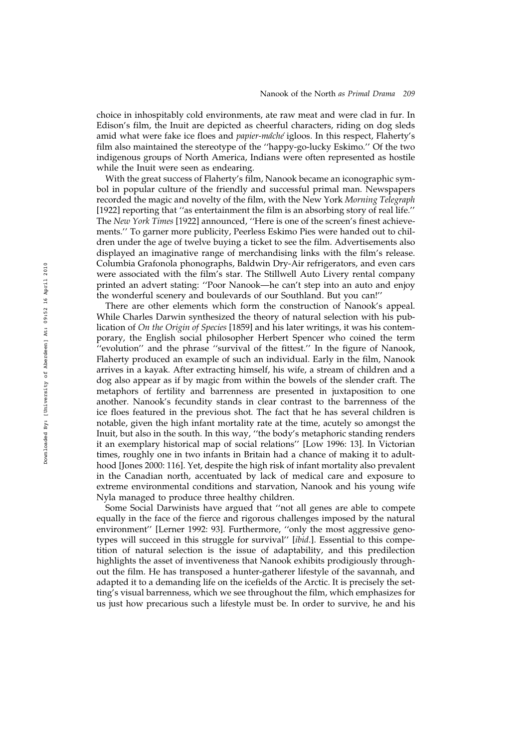choice in inhospitably cold environments, ate raw meat and were clad in fur. In Edison's film, the Inuit are depicted as cheerful characters, riding on dog sleds amid what were fake ice floes and *papier-mâché* igloos. In this respect, Flaherty's film also maintained the stereotype of the ''happy-go-lucky Eskimo.'' Of the two indigenous groups of North America, Indians were often represented as hostile while the Inuit were seen as endearing.

With the great success of Flaherty's film, Nanook became an iconographic symbol in popular culture of the friendly and successful primal man. Newspapers recorded the magic and novelty of the film, with the New York *Morning Telegraph* [1922] reporting that ''as entertainment the film is an absorbing story of real life.'' The *New York Times* [1922] announced, ''Here is one of the screen's finest achievements.'' To garner more publicity, Peerless Eskimo Pies were handed out to children under the age of twelve buying a ticket to see the film. Advertisements also displayed an imaginative range of merchandising links with the film's release. Columbia Grafonola phonographs, Baldwin Dry-Air refrigerators, and even cars were associated with the film's star. The Stillwell Auto Livery rental company printed an advert stating: ''Poor Nanook—he can't step into an auto and enjoy the wonderful scenery and boulevards of our Southland. But you can!''

There are other elements which form the construction of Nanook's appeal. While Charles Darwin synthesized the theory of natural selection with his publication of *On the Origin of Species* [1859] and his later writings, it was his contemporary, the English social philosopher Herbert Spencer who coined the term ''evolution'' and the phrase ''survival of the fittest.'' In the figure of Nanook, Flaherty produced an example of such an individual. Early in the film, Nanook arrives in a kayak. After extracting himself, his wife, a stream of children and a dog also appear as if by magic from within the bowels of the slender craft. The metaphors of fertility and barrenness are presented in juxtaposition to one another. Nanook's fecundity stands in clear contrast to the barrenness of the ice floes featured in the previous shot. The fact that he has several children is notable, given the high infant mortality rate at the time, acutely so amongst the Inuit, but also in the south. In this way, ''the body's metaphoric standing renders it an exemplary historical map of social relations'' [Low 1996: 13]. In Victorian times, roughly one in two infants in Britain had a chance of making it to adulthood [Jones 2000: 116]. Yet, despite the high risk of infant mortality also prevalent in the Canadian north, accentuated by lack of medical care and exposure to extreme environmental conditions and starvation, Nanook and his young wife Nyla managed to produce three healthy children.

Some Social Darwinists have argued that ''not all genes are able to compete equally in the face of the fierce and rigorous challenges imposed by the natural environment'' [Lerner 1992: 93]. Furthermore, ''only the most aggressive genotypes will succeed in this struggle for survival'' [*ibid*.]. Essential to this competition of natural selection is the issue of adaptability, and this predilection highlights the asset of inventiveness that Nanook exhibits prodigiously throughout the film. He has transposed a hunter-gatherer lifestyle of the savannah, and adapted it to a demanding life on the icefields of the Arctic. It is precisely the setting's visual barrenness, which we see throughout the film, which emphasizes for us just how precarious such a lifestyle must be. In order to survive, he and his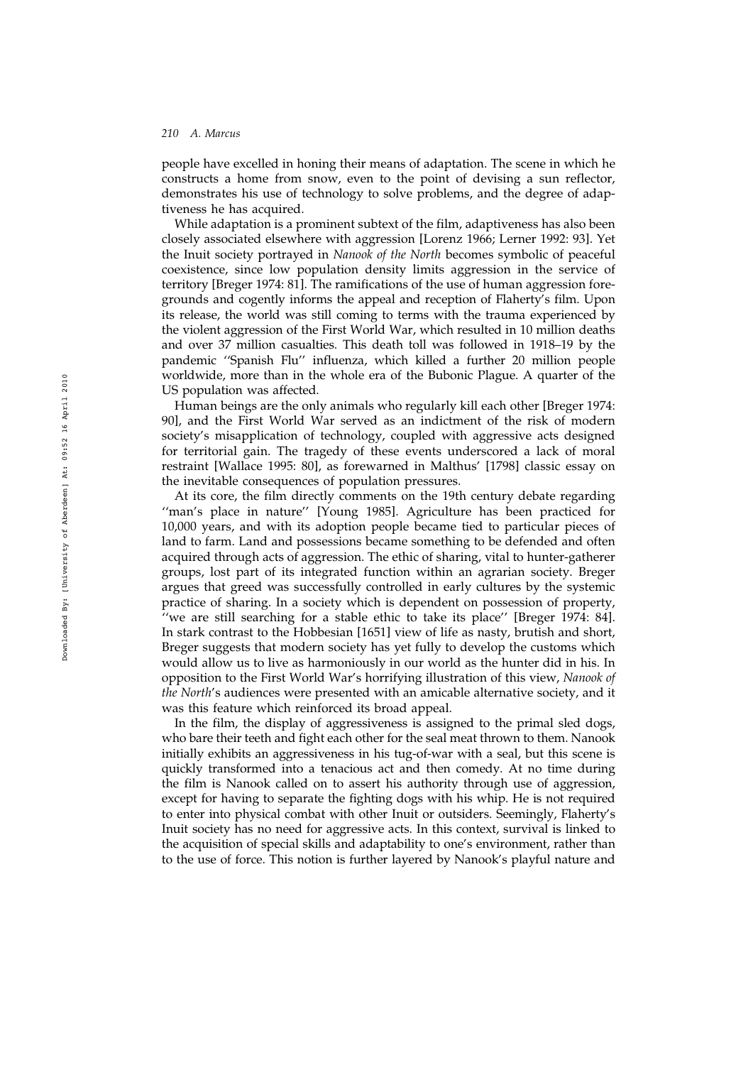people have excelled in honing their means of adaptation. The scene in which he constructs a home from snow, even to the point of devising a sun reflector, demonstrates his use of technology to solve problems, and the degree of adaptiveness he has acquired.

While adaptation is a prominent subtext of the film, adaptiveness has also been closely associated elsewhere with aggression [Lorenz 1966; Lerner 1992: 93]. Yet the Inuit society portrayed in *Nanook of the North* becomes symbolic of peaceful coexistence, since low population density limits aggression in the service of territory [Breger 1974: 81]. The ramifications of the use of human aggression foregrounds and cogently informs the appeal and reception of Flaherty's film. Upon its release, the world was still coming to terms with the trauma experienced by the violent aggression of the First World War, which resulted in 10 million deaths and over 37 million casualties. This death toll was followed in 1918–19 by the pandemic ''Spanish Flu'' influenza, which killed a further 20 million people worldwide, more than in the whole era of the Bubonic Plague. A quarter of the US population was affected.

Human beings are the only animals who regularly kill each other [Breger 1974: 90], and the First World War served as an indictment of the risk of modern society's misapplication of technology, coupled with aggressive acts designed for territorial gain. The tragedy of these events underscored a lack of moral restraint [Wallace 1995: 80], as forewarned in Malthus' [1798] classic essay on the inevitable consequences of population pressures.

At its core, the film directly comments on the 19th century debate regarding ''man's place in nature'' [Young 1985]. Agriculture has been practiced for 10,000 years, and with its adoption people became tied to particular pieces of land to farm. Land and possessions became something to be defended and often acquired through acts of aggression. The ethic of sharing, vital to hunter-gatherer groups, lost part of its integrated function within an agrarian society. Breger argues that greed was successfully controlled in early cultures by the systemic practice of sharing. In a society which is dependent on possession of property, ''we are still searching for a stable ethic to take its place'' [Breger 1974: 84]. In stark contrast to the Hobbesian [1651] view of life as nasty, brutish and short, Breger suggests that modern society has yet fully to develop the customs which would allow us to live as harmoniously in our world as the hunter did in his. In opposition to the First World War's horrifying illustration of this view, *Nanook of the North*'s audiences were presented with an amicable alternative society, and it was this feature which reinforced its broad appeal.

In the film, the display of aggressiveness is assigned to the primal sled dogs, who bare their teeth and fight each other for the seal meat thrown to them. Nanook initially exhibits an aggressiveness in his tug-of-war with a seal, but this scene is quickly transformed into a tenacious act and then comedy. At no time during the film is Nanook called on to assert his authority through use of aggression, except for having to separate the fighting dogs with his whip. He is not required to enter into physical combat with other Inuit or outsiders. Seemingly, Flaherty's Inuit society has no need for aggressive acts. In this context, survival is linked to the acquisition of special skills and adaptability to one's environment, rather than to the use of force. This notion is further layered by Nanook's playful nature and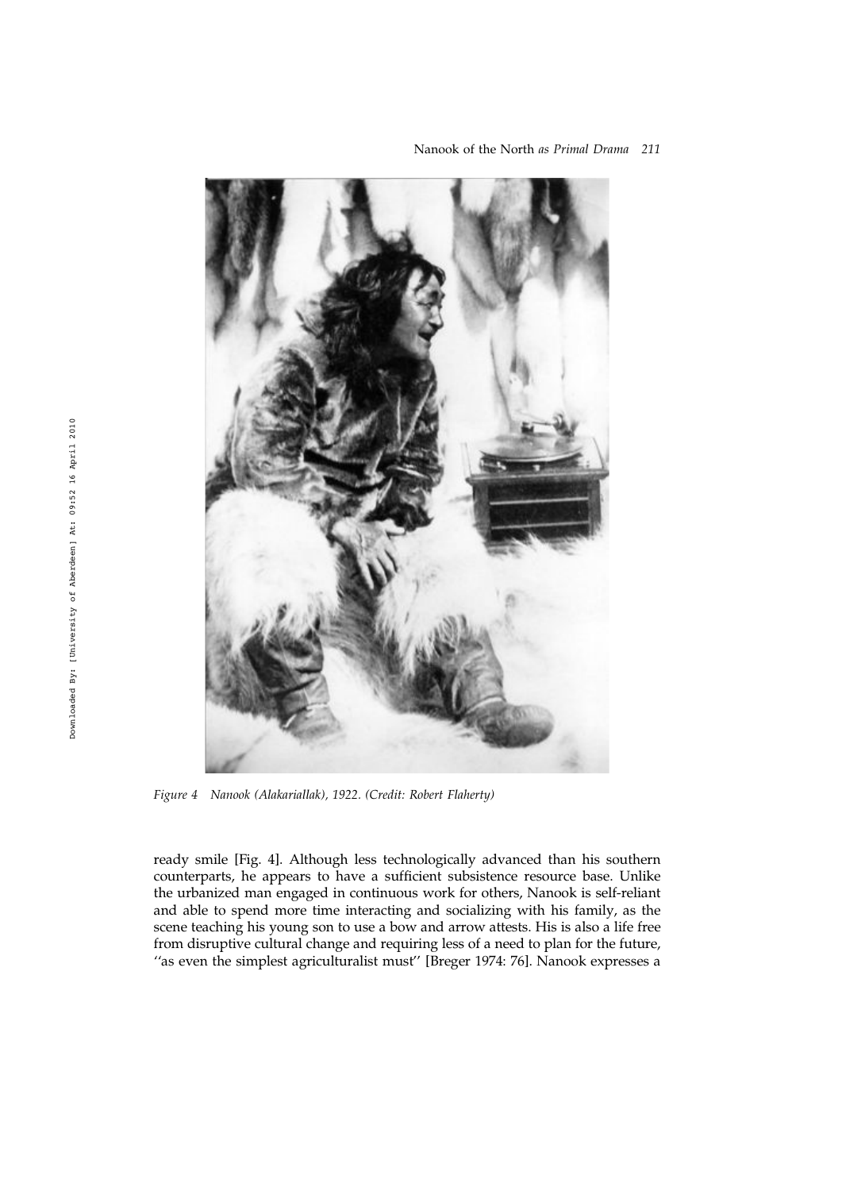*Figure 4 Nanook (Alakariallak), 1922. (Credit: Robert Flaherty)*

ready smile [Fig. 4]. Although less technologically advanced than his southern counterparts, he appears to have a sufficient subsistence resource base. Unlike the urbanized man engaged in continuous work for others, Nanook is self-reliant and able to spend more time interacting and socializing with his family, as the scene teaching his young son to use a bow and arrow attests. His is also a life free from disruptive cultural change and requiring less of a need to plan for the future, ''as even the simplest agriculturalist must'' [Breger 1974: 76]. Nanook expresses a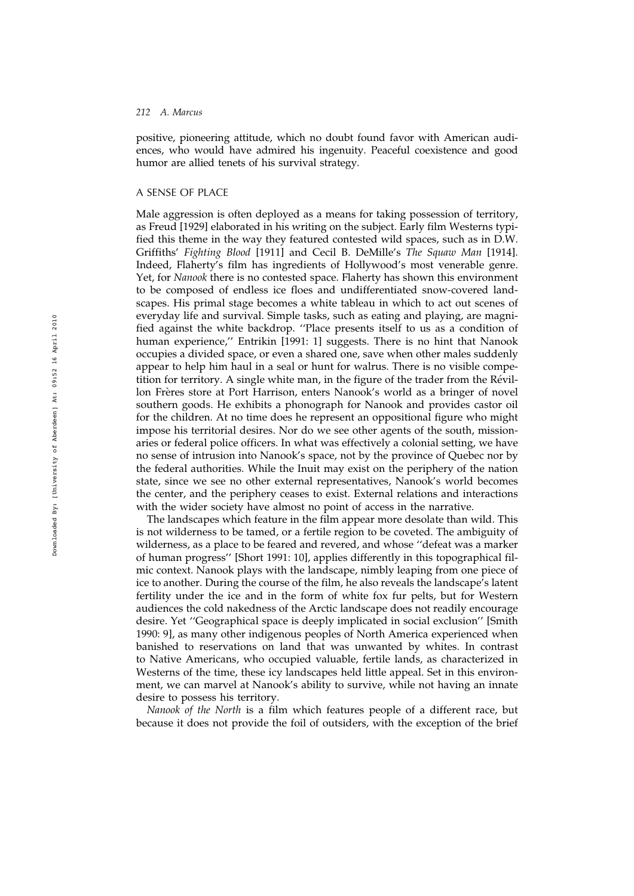positive, pioneering attitude, which no doubt found favor with American audiences, who would have admired his ingenuity. Peaceful coexistence and good humor are allied tenets of his survival strategy.

## A SENSE OF PLACE

Male aggression is often deployed as a means for taking possession of territory, as Freud [1929] elaborated in his writing on the subject. Early film Westerns typified this theme in the way they featured contested wild spaces, such as in D.W. Griffiths' *Fighting Blood* [1911] and Cecil B. DeMille's *The Squaw Man* [1914]. Indeed, Flaherty's film has ingredients of Hollywood's most venerable genre. Yet, for *Nanook* there is no contested space. Flaherty has shown this environment to be composed of endless ice floes and undifferentiated snow-covered landscapes. His primal stage becomes a white tableau in which to act out scenes of everyday life and survival. Simple tasks, such as eating and playing, are magnified against the white backdrop. ''Place presents itself to us as a condition of human experience,'' Entrikin [1991: 1] suggests. There is no hint that Nanook occupies a divided space, or even a shared one, save when other males suddenly appear to help him haul in a seal or hunt for walrus. There is no visible competition for territory. A single white man, in the figure of the trader from the Révillon Frères store at Port Harrison, enters Nanook's world as a bringer of novel southern goods. He exhibits a phonograph for Nanook and provides castor oil for the children. At no time does he represent an oppositional figure who might impose his territorial desires. Nor do we see other agents of the south, missionaries or federal police officers. In what was effectively a colonial setting, we have no sense of intrusion into Nanook's space, not by the province of Quebec nor by the federal authorities. While the Inuit may exist on the periphery of the nation state, since we see no other external representatives, Nanook's world becomes the center, and the periphery ceases to exist. External relations and interactions with the wider society have almost no point of access in the narrative.

The landscapes which feature in the film appear more desolate than wild. This is not wilderness to be tamed, or a fertile region to be coveted. The ambiguity of wilderness, as a place to be feared and revered, and whose ''defeat was a marker of human progress'' [Short 1991: 10], applies differently in this topographical filmic context. Nanook plays with the landscape, nimbly leaping from one piece of ice to another. During the course of the film, he also reveals the landscape's latent fertility under the ice and in the form of white fox fur pelts, but for Western audiences the cold nakedness of the Arctic landscape does not readily encourage desire. Yet ''Geographical space is deeply implicated in social exclusion'' [Smith 1990: 9], as many other indigenous peoples of North America experienced when banished to reservations on land that was unwanted by whites. In contrast to Native Americans, who occupied valuable, fertile lands, as characterized in Westerns of the time, these icy landscapes held little appeal. Set in this environment, we can marvel at Nanook's ability to survive, while not having an innate desire to possess his territory.

*Nanook of the North* is a film which features people of a different race, but because it does not provide the foil of outsiders, with the exception of the brief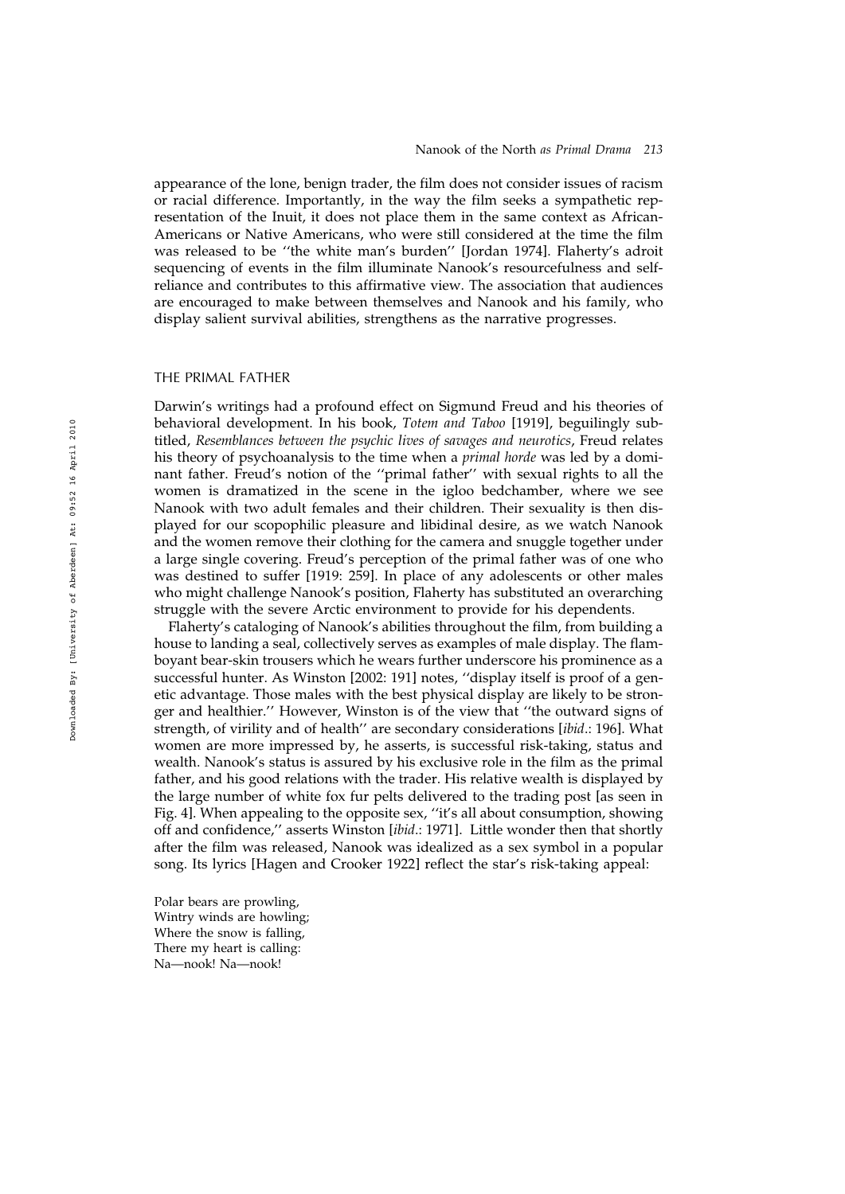appearance of the lone, benign trader, the film does not consider issues of racism or racial difference. Importantly, in the way the film seeks a sympathetic representation of the Inuit, it does not place them in the same context as African-Americans or Native Americans, who were still considered at the time the film was released to be ''the white man's burden'' [Jordan 1974]. Flaherty's adroit sequencing of events in the film illuminate Nanook's resourcefulness and self-reliance and contributes to this affirmative view. The association that audiences are encouraged to make between themselves and Nanook and his family, who display salient survival abilities, strengthens as the narrative progresses.

## THE PRIMAL FATHER

Darwin's writings had a profound effect on Sigmund Freud and his theories of behavioral development. In his book, *Totem and Taboo* [1919], beguilingly subtitled, *Resemblances between the psychic lives of savages and neurotics*, Freud relates his theory of psychoanalysis to the time when a *primal horde* was led by a dominant father. Freud's notion of the ''primal father'' with sexual rights to all the women is dramatized in the scene in the igloo bedchamber, where we see Nanook with two adult females and their children. Their sexuality is then displayed for our scopophilic pleasure and libidinal desire, as we watch Nanook and the women remove their clothing for the camera and snuggle together under a large single covering. Freud's perception of the primal father was of one who was destined to suffer [1919: 259]. In place of any adolescents or other males who might challenge Nanook's position, Flaherty has substituted an overarching struggle with the severe Arctic environment to provide for his dependents.

Flaherty's cataloging of Nanook's abilities throughout the film, from building a house to landing a seal, collectively serves as examples of male display. The flamboyant bear-skin trousers which he wears further underscore his prominence as a successful hunter. As Winston [2002: 191] notes, ''display itself is proof of a genetic advantage. Those males with the best physical display are likely to be stronger and healthier.'' However, Winston is of the view that ''the outward signs of strength, of virility and of health'' are secondary considerations [*ibid*.: 196]. What women are more impressed by, he asserts, is successful risk-taking, status and wealth. Nanook's status is assured by his exclusive role in the film as the primal father, and his good relations with the trader. His relative wealth is displayed by the large number of white fox fur pelts delivered to the trading post [as seen in Fig. 4]. When appealing to the opposite sex, ''it's all about consumption, showing off and confidence,'' asserts Winston [*ibid*.: 1971]. Little wonder then that shortly after the film was released, Nanook was idealized as a sex symbol in a popular song. Its lyrics [Hagen and Crooker 1922] reflect the star's risk-taking appeal:

Polar bears are prowling,
Wintry winds are howling;
Where the snow is falling,
There my heart is calling:
Na—nook! Na—nook!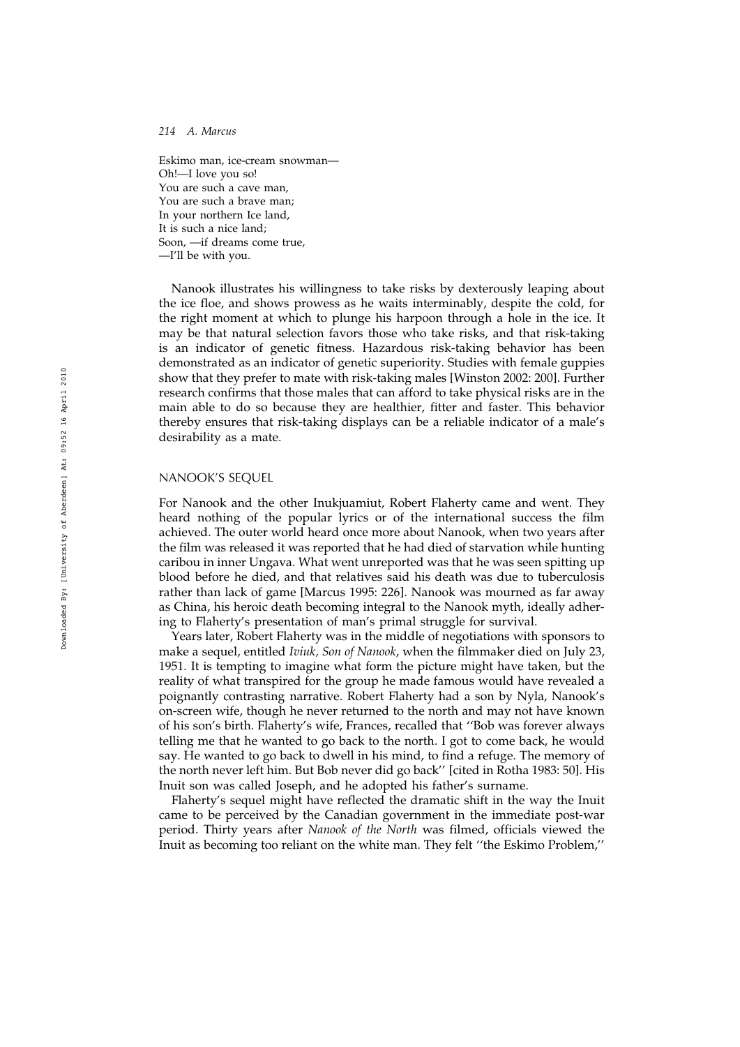Eskimo man, ice-cream snowman—
Oh!—I love you so!
You are such a cave man,
You are such a brave man;
In your northern Ice land,
It is such a nice land;
Soon, —if dreams come true,
—I'll be with you.

Nanook illustrates his willingness to take risks by dexterously leaping about the ice floe, and shows prowess as he waits interminably, despite the cold, for the right moment at which to plunge his harpoon through a hole in the ice. It may be that natural selection favors those who take risks, and that risk-taking is an indicator of genetic fitness. Hazardous risk-taking behavior has been demonstrated as an indicator of genetic superiority. Studies with female guppies show that they prefer to mate with risk-taking males [Winston 2002: 200]. Further research confirms that those males that can afford to take physical risks are in the main able to do so because they are healthier, fitter and faster. This behavior thereby ensures that risk-taking displays can be a reliable indicator of a male's desirability as a mate.

## NANOOK'S SEQUEL

For Nanook and the other Inukjuamiut, Robert Flaherty came and went. They heard nothing of the popular lyrics or of the international success the film achieved. The outer world heard once more about Nanook, when two years after the film was released it was reported that he had died of starvation while hunting caribou in inner Ungava. What went unreported was that he was seen spitting up blood before he died, and that relatives said his death was due to tuberculosis rather than lack of game [Marcus 1995: 226]. Nanook was mourned as far away as China, his heroic death becoming integral to the Nanook myth, ideally adhering to Flaherty's presentation of man's primal struggle for survival.

Years later, Robert Flaherty was in the middle of negotiations with sponsors to make a sequel, entitled *Iviuk, Son of Nanook*, when the filmmaker died on July 23, 1951. It is tempting to imagine what form the picture might have taken, but the reality of what transpired for the group he made famous would have revealed a poignantly contrasting narrative. Robert Flaherty had a son by Nyla, Nanook's on-screen wife, though he never returned to the north and may not have known of his son's birth. Flaherty's wife, Frances, recalled that ''Bob was forever always telling me that he wanted to go back to the north. I got to come back, he would say. He wanted to go back to dwell in his mind, to find a refuge. The memory of the north never left him. But Bob never did go back'' [cited in Rotha 1983: 50]. His Inuit son was called Joseph, and he adopted his father's surname.

Flaherty's sequel might have reflected the dramatic shift in the way the Inuit came to be perceived by the Canadian government in the immediate post-war period. Thirty years after *Nanook of the North* was filmed, officials viewed the Inuit as becoming too reliant on the white man. They felt ''the Eskimo Problem,''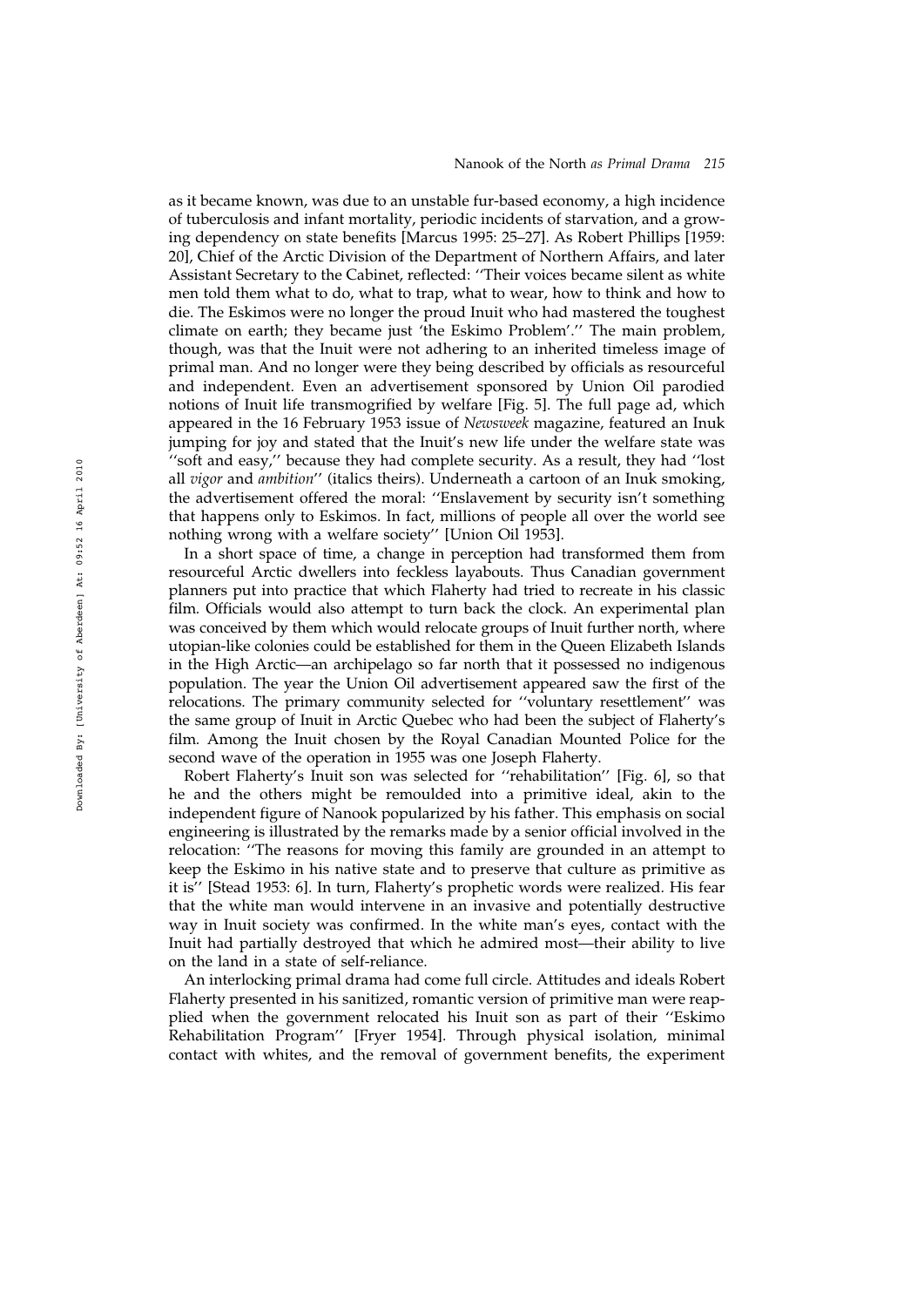as it became known, was due to an unstable fur-based economy, a high incidence of tuberculosis and infant mortality, periodic incidents of starvation, and a growing dependency on state benefits [Marcus 1995: 25–27]. As Robert Phillips [1959: 20], Chief of the Arctic Division of the Department of Northern Affairs, and later Assistant Secretary to the Cabinet, reflected: ''Their voices became silent as white men told them what to do, what to trap, what to wear, how to think and how to die. The Eskimos were no longer the proud Inuit who had mastered the toughest climate on earth; they became just 'the Eskimo Problem'.'' The main problem, though, was that the Inuit were not adhering to an inherited timeless image of primal man. And no longer were they being described by officials as resourceful and independent. Even an advertisement sponsored by Union Oil parodied notions of Inuit life transmogrified by welfare [Fig. 5]. The full page ad, which appeared in the 16 February 1953 issue of *Newsweek* magazine, featured an Inuk jumping for joy and stated that the Inuit's new life under the welfare state was ''soft and easy,'' because they had complete security. As a result, they had ''lost all *vigor* and *ambition*'' (italics theirs). Underneath a cartoon of an Inuk smoking, the advertisement offered the moral: ''Enslavement by security isn't something that happens only to Eskimos. In fact, millions of people all over the world see nothing wrong with a welfare society'' [Union Oil 1953].

In a short space of time, a change in perception had transformed them from resourceful Arctic dwellers into feckless layabouts. Thus Canadian government planners put into practice that which Flaherty had tried to recreate in his classic film. Officials would also attempt to turn back the clock. An experimental plan was conceived by them which would relocate groups of Inuit further north, where utopian-like colonies could be established for them in the Queen Elizabeth Islands in the High Arctic—an archipelago so far north that it possessed no indigenous population. The year the Union Oil advertisement appeared saw the first of the relocations. The primary community selected for ''voluntary resettlement'' was the same group of Inuit in Arctic Quebec who had been the subject of Flaherty's film. Among the Inuit chosen by the Royal Canadian Mounted Police for the second wave of the operation in 1955 was one Joseph Flaherty.

Robert Flaherty's Inuit son was selected for ''rehabilitation'' [Fig. 6], so that he and the others might be remoulded into a primitive ideal, akin to the independent figure of Nanook popularized by his father. This emphasis on social engineering is illustrated by the remarks made by a senior official involved in the relocation: ''The reasons for moving this family are grounded in an attempt to keep the Eskimo in his native state and to preserve that culture as primitive as it is'' [Stead 1953: 6]. In turn, Flaherty's prophetic words were realized. His fear that the white man would intervene in an invasive and potentially destructive way in Inuit society was confirmed. In the white man's eyes, contact with the Inuit had partially destroyed that which he admired most—their ability to live on the land in a state of self-reliance.

An interlocking primal drama had come full circle. Attitudes and ideals Robert Flaherty presented in his sanitized, romantic version of primitive man were reapplied when the government relocated his Inuit son as part of their ''Eskimo Rehabilitation Program'' [Fryer 1954]. Through physical isolation, minimal contact with whites, and the removal of government benefits, the experiment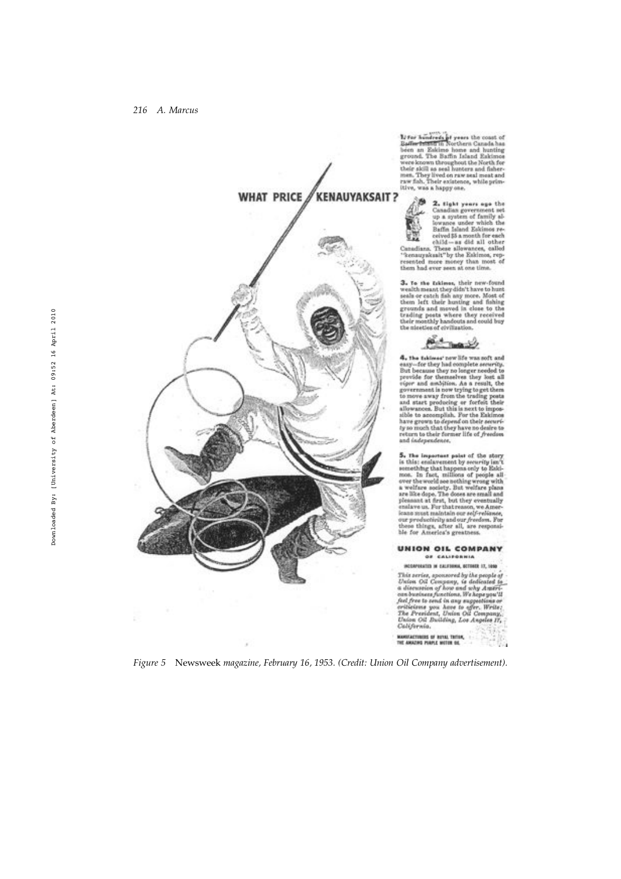## WHAT PRICE KENAUYAKSAIT?

**1. For hundreds of years** the coast of Baffin Island in Northern Canada has been an Eskimo home and hunting ground. The Baffin Island Eskimos were known throughout the North for their skill as seal hunters and fishermen. They lived on raw seal meat and raw fish. Their existence, while primitive, was a happy one.

**2. Eight years ago** the Canadian government set up a system of family allowance under which the Baffin Island Eskimos received $5 a month for each child—as did all other Canadians. These allowances, called "kenauyaksait" by the Eskimos, represented more money than most of them had ever seen at one time.

**3. To the Eskimos,** their new-found wealth meant they didn't have to hunt seals or catch fish any more. Most of them left their hunting and fishing grounds and moved in close to the trading posts where they received their monthly handouts and could buy the niceties of civilization.

**4. The Eskimos'** new life was soft and easy—for they had complete *security*. But because they no longer needed to provide for themselves they lost all *vigor* and *ambition*. As a result, the government is now trying to get them to move away from the trading posts and start producing or forfeit their allowances. But this is next to impossible to accomplish. For the Eskimos have grown to *depend* on their *security* so much that they have no desire to return to their former life of *freedom* and *independence*.

**5. The important point** of the story is this: enslavement by security isn't something that happens only to Eskimos. In fact, millions of people all over the world see nothing wrong with a welfare society. But welfare plans are like dope. The doses are small and pleasant at first, but they eventually enslave us. For that reason, we Americans must maintain our *self-reliance*, our *productivity* and our *freedom*. For these things, after all, are responsible for America's greatness.

**UNION OIL COMPANY**
OF CALIFORNIA

INCORPORATED IN CALIFORNIA, OCTOBER 17, 1890

*This series, sponsored by the people of Union Oil Company, is dedicated to a discussion of how and why American business functions. We hope you'll feel free to send in any suggestions or criticisms you have to offer. Write: The President, Union Oil Company, Union Oil Building, Los Angeles 17, California.*

MANUFACTURERS OF ROYAL TRITON, THE AMAZING PURPLE MOTOR OIL.

*Figure 5* Newsweek *magazine, February 16, 1953. (Credit: Union Oil Company advertisement).*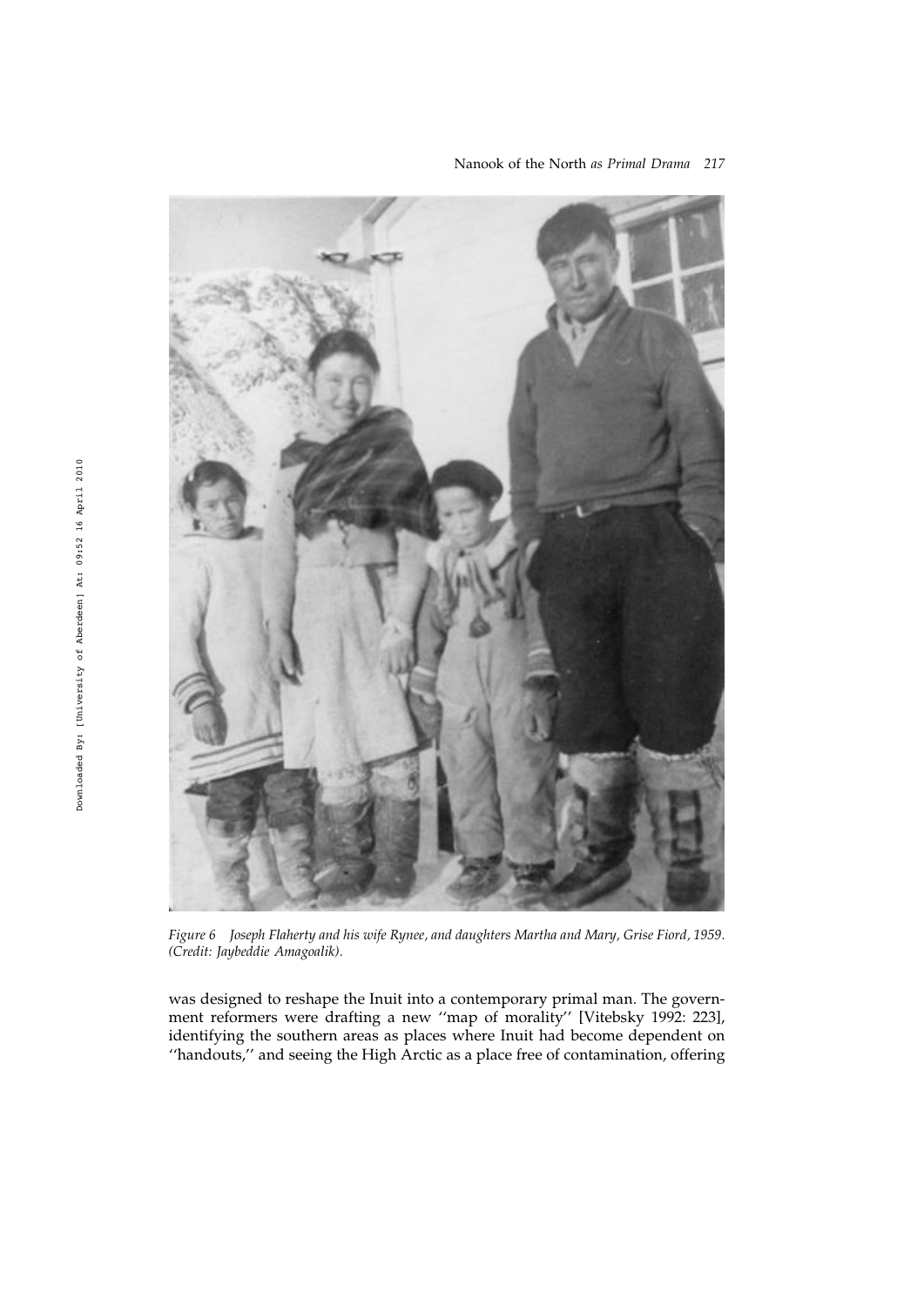*Figure 6 Joseph Flaherty and his wife Rynee, and daughters Martha and Mary, Grise Fiord, 1959. (Credit: Jaybeddie Amagoalik).*

was designed to reshape the Inuit into a contemporary primal man. The government reformers were drafting a new ''map of morality'' [Vitebsky 1992: 223], identifying the southern areas as places where Inuit had become dependent on ''handouts,'' and seeing the High Arctic as a place free of contamination, offering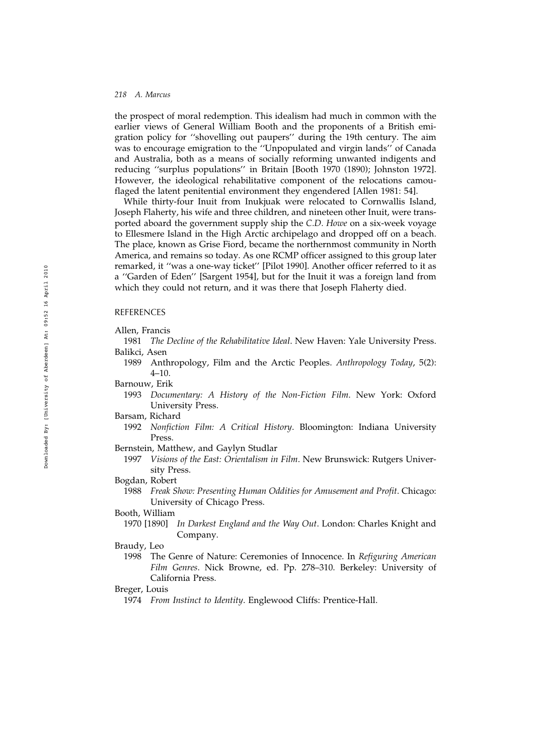the prospect of moral redemption. This idealism had much in common with the earlier views of General William Booth and the proponents of a British emigration policy for ''shovelling out paupers'' during the 19th century. The aim was to encourage emigration to the ''Unpopulated and virgin lands'' of Canada and Australia, both as a means of socially reforming unwanted indigents and reducing ''surplus populations'' in Britain [Booth 1970 (1890); Johnston 1972]. However, the ideological rehabilitative component of the relocations camouflaged the latent penitential environment they engendered [Allen 1981: 54].

While thirty-four Inuit from Inukjuak were relocated to Cornwallis Island, Joseph Flaherty, his wife and three children, and nineteen other Inuit, were transported aboard the government supply ship the *C.D. Howe* on a six-week voyage to Ellesmere Island in the High Arctic archipelago and dropped off on a beach. The place, known as Grise Fiord, became the northernmost community in North America, and remains so today. As one RCMP officer assigned to this group later remarked, it ''was a one-way ticket'' [Pilot 1990]. Another officer referred to it as a ''Garden of Eden'' [Sargent 1954], but for the Inuit it was a foreign land from which they could not return, and it was there that Joseph Flaherty died.

## REFERENCES

Allen, Francis
1981 *The Decline of the Rehabilitative Ideal*. New Haven: Yale University Press.

Balikci, Asen
1989 Anthropology, Film and the Arctic Peoples. *Anthropology Today*, 5(2): 4–10.

Barnouw, Erik
1993 *Documentary: A History of the Non-Fiction Film*. New York: Oxford University Press.

Barsam, Richard
1992 *Nonfiction Film: A Critical History*. Bloomington: Indiana University Press.

Bernstein, Matthew, and Gaylyn Studlar
1997 *Visions of the East: Orientalism in Film*. New Brunswick: Rutgers University Press.

Bogdan, Robert
1988 *Freak Show: Presenting Human Oddities for Amusement and Profit*. Chicago: University of Chicago Press.

Booth, William
1970 [1890] *In Darkest England and the Way Out*. London: Charles Knight and Company.

Braudy, Leo
1998 The Genre of Nature: Ceremonies of Innocence. In *Refiguring American Film Genres*. Nick Browne, ed. Pp. 278–310. Berkeley: University of California Press.

Breger, Louis
1974 *From Instinct to Identity*. Englewood Cliffs: Prentice-Hall.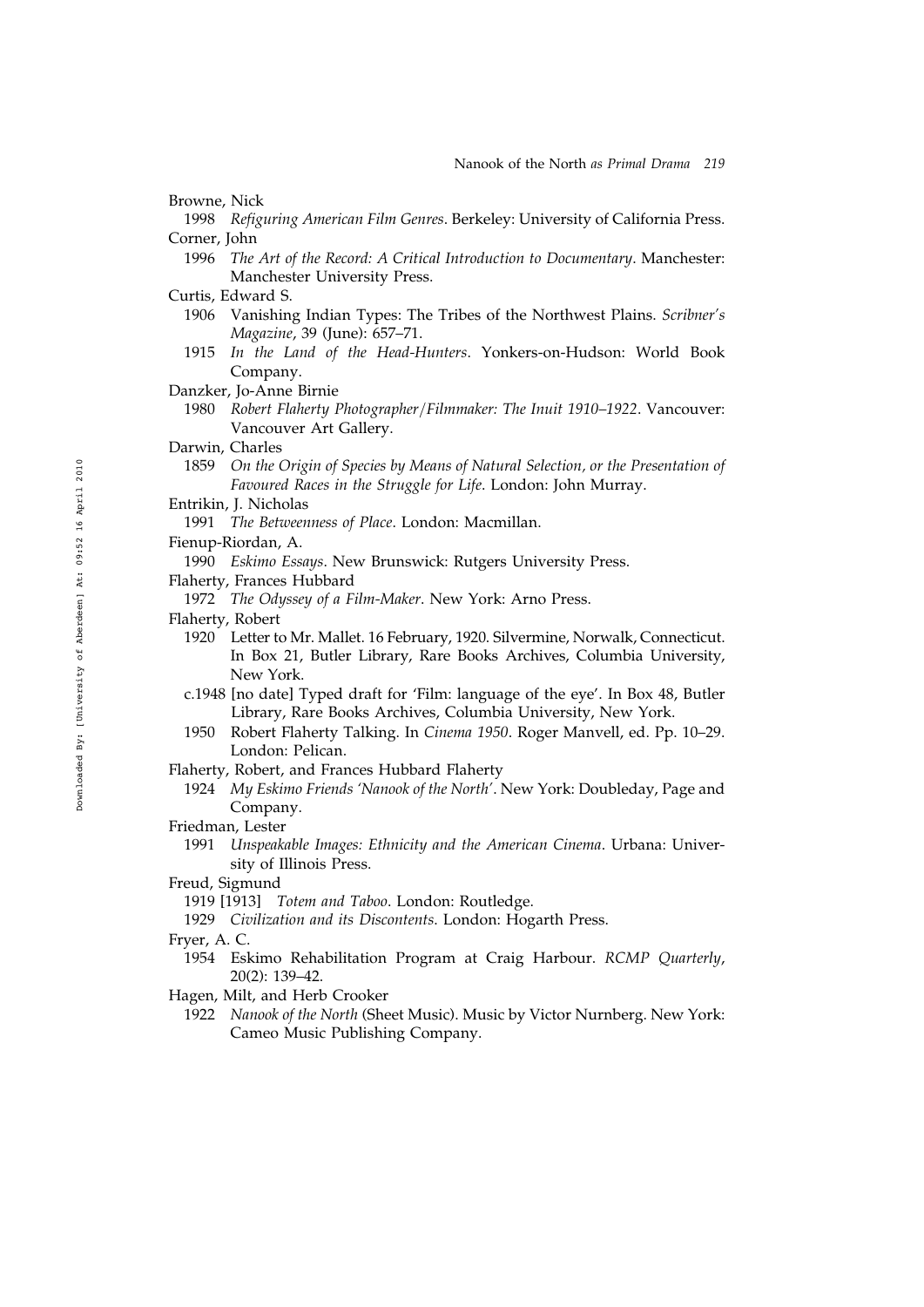Browne, Nick

1998 *Refiguring American Film Genres*. Berkeley: University of California Press.

Corner, John

1996 *The Art of the Record: A Critical Introduction to Documentary*. Manchester: Manchester University Press.

Curtis, Edward S.

1906 Vanishing Indian Types: The Tribes of the Northwest Plains. *Scribner's Magazine*, 39 (June): 657–71.

1915 *In the Land of the Head-Hunters*. Yonkers-on-Hudson: World Book Company.

Danzker, Jo-Anne Birnie

1980 *Robert Flaherty Photographer/Filmmaker: The Inuit 1910–1922*. Vancouver: Vancouver Art Gallery.

Darwin, Charles

1859 *On the Origin of Species by Means of Natural Selection, or the Presentation of Favoured Races in the Struggle for Life*. London: John Murray.

Entrikin, J. Nicholas

1991 *The Betweenness of Place*. London: Macmillan.

Fienup-Riordan, A.

1990 *Eskimo Essays*. New Brunswick: Rutgers University Press.

Flaherty, Frances Hubbard

1972 *The Odyssey of a Film-Maker*. New York: Arno Press.

Flaherty, Robert

1920 Letter to Mr. Mallet. 16 February, 1920. Silvermine, Norwalk, Connecticut. In Box 21, Butler Library, Rare Books Archives, Columbia University, New York.

c.1948 [no date] Typed draft for 'Film: language of the eye'. In Box 48, Butler Library, Rare Books Archives, Columbia University, New York.

1950 Robert Flaherty Talking. In *Cinema 1950*. Roger Manvell, ed. Pp. 10–29. London: Pelican.

Flaherty, Robert, and Frances Hubbard Flaherty

1924 *My Eskimo Friends 'Nanook of the North'*. New York: Doubleday, Page and Company.

Friedman, Lester

1991 *Unspeakable Images: Ethnicity and the American Cinema*. Urbana: University of Illinois Press.

Freud, Sigmund

1919 [1913] *Totem and Taboo*. London: Routledge.

1929 *Civilization and its Discontents*. London: Hogarth Press.

Fryer, A. C.

1954 Eskimo Rehabilitation Program at Craig Harbour. *RCMP Quarterly*, 20(2): 139–42.

Hagen, Milt, and Herb Crooker

1922 *Nanook of the North* (Sheet Music). Music by Victor Nurnberg. New York: Cameo Music Publishing Company.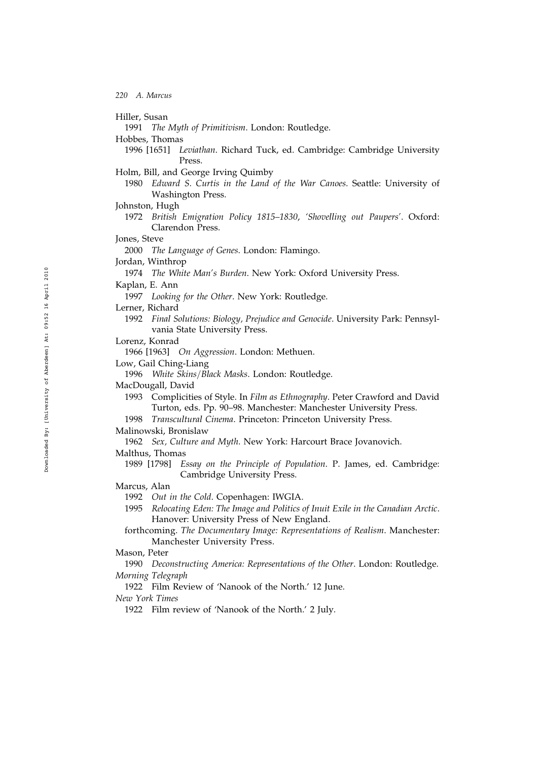Hiller, Susan

1991 *The Myth of Primitivism*. London: Routledge.

Hobbes, Thomas

1996 [1651] *Leviathan*. Richard Tuck, ed. Cambridge: Cambridge University Press.

Holm, Bill, and George Irving Quimby

1980 *Edward S. Curtis in the Land of the War Canoes*. Seattle: University of Washington Press.

Johnston, Hugh

1972 *British Emigration Policy 1815–1830, 'Shovelling out Paupers'*. Oxford: Clarendon Press.

Jones, Steve

2000 *The Language of Genes*. London: Flamingo.

Jordan, Winthrop

1974 *The White Man's Burden*. New York: Oxford University Press.

Kaplan, E. Ann

1997 *Looking for the Other*. New York: Routledge.

Lerner, Richard

1992 *Final Solutions: Biology, Prejudice and Genocide*. University Park: Pennsylvania State University Press.

Lorenz, Konrad

1966 [1963] *On Aggression*. London: Methuen.

Low, Gail Ching-Liang

1996 *White Skins/Black Masks*. London: Routledge.

MacDougall, David

1993 Complicities of Style. In *Film as Ethnography*. Peter Crawford and David Turton, eds. Pp. 90–98. Manchester: Manchester University Press.

1998 *Transcultural Cinema*. Princeton: Princeton University Press.

Malinowski, Bronislaw

1962 *Sex, Culture and Myth*. New York: Harcourt Brace Jovanovich.

Malthus, Thomas

1989 [1798] *Essay on the Principle of Population*. P. James, ed. Cambridge: Cambridge University Press.

Marcus, Alan

1992 *Out in the Cold*. Copenhagen: IWGIA.

1995 *Relocating Eden: The Image and Politics of Inuit Exile in the Canadian Arctic*. Hanover: University Press of New England.

forthcoming. *The Documentary Image: Representations of Realism*. Manchester: Manchester University Press.

Mason, Peter

1990 *Deconstructing America: Representations of the Other*. London: Routledge.

*Morning Telegraph*

1922 Film Review of 'Nanook of the North.' 12 June.

*New York Times*

1922 Film review of 'Nanook of the North.' 2 July.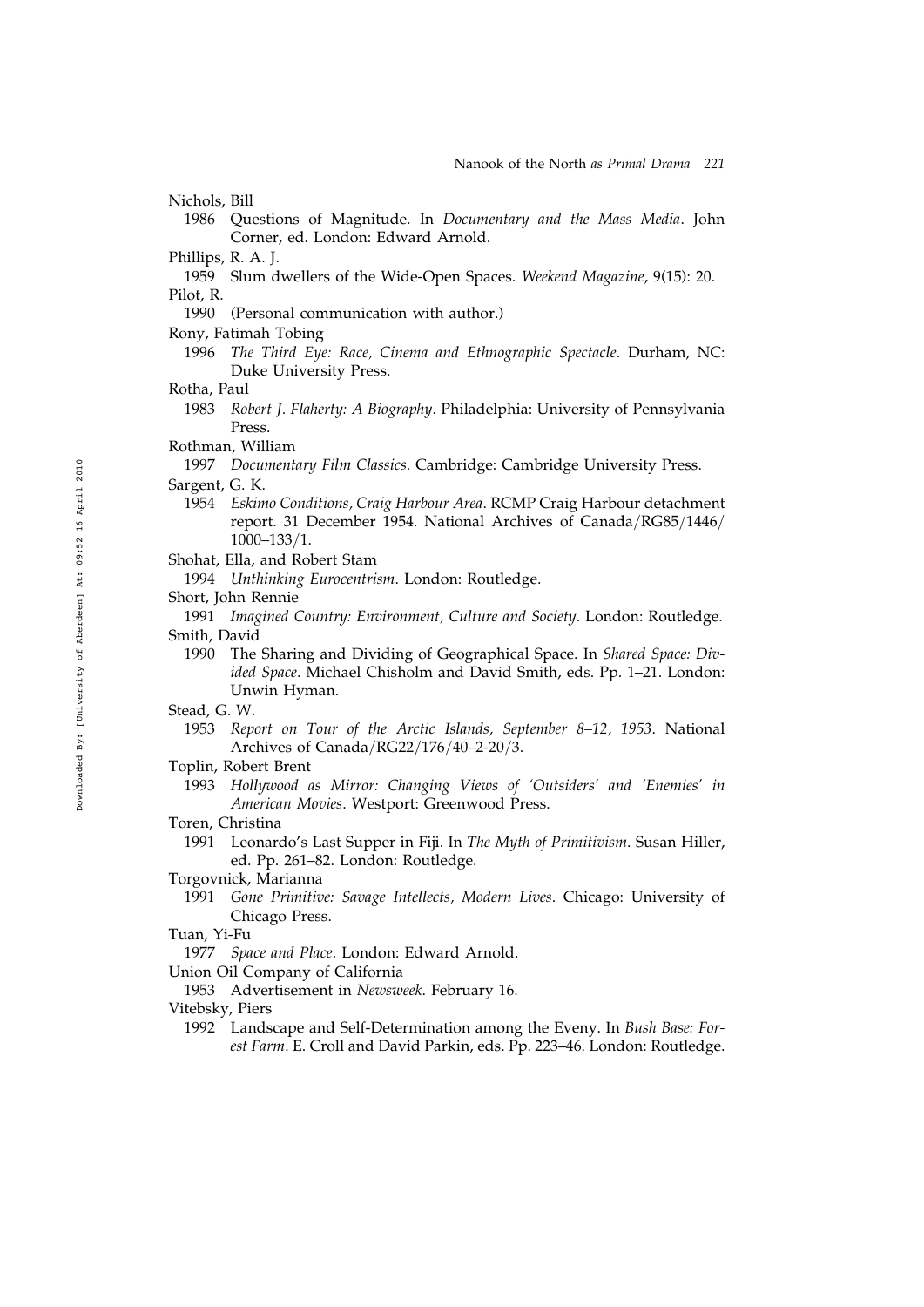Nichols, Bill

1986 Questions of Magnitude. In *Documentary and the Mass Media*. John Corner, ed. London: Edward Arnold.

Phillips, R. A. J.

1959 Slum dwellers of the Wide-Open Spaces. *Weekend Magazine*, 9(15): 20.

Pilot, R.

1990 (Personal communication with author.)

Rony, Fatimah Tobing

1996 *The Third Eye: Race, Cinema and Ethnographic Spectacle*. Durham, NC: Duke University Press.

Rotha, Paul

1983 *Robert J. Flaherty: A Biography*. Philadelphia: University of Pennsylvania Press.

Rothman, William

1997 *Documentary Film Classics*. Cambridge: Cambridge University Press.

Sargent, G. K.

1954 *Eskimo Conditions, Craig Harbour Area*. RCMP Craig Harbour detachment report. 31 December 1954. National Archives of Canada/RG85/1446/1000–133/1.

Shohat, Ella, and Robert Stam

1994 *Unthinking Eurocentrism*. London: Routledge.

Short, John Rennie

1991 *Imagined Country: Environment, Culture and Society*. London: Routledge.

Smith, David

1990 The Sharing and Dividing of Geographical Space. In *Shared Space: Divided Space*. Michael Chisholm and David Smith, eds. Pp. 1–21. London: Unwin Hyman.

Stead, G. W.

1953 *Report on Tour of the Arctic Islands, September 8–12, 1953*. National Archives of Canada/RG22/176/40–2-20/3.

Toplin, Robert Brent

1993 *Hollywood as Mirror: Changing Views of 'Outsiders' and 'Enemies' in American Movies*. Westport: Greenwood Press.

Toren, Christina

1991 Leonardo's Last Supper in Fiji. In *The Myth of Primitivism*. Susan Hiller, ed. Pp. 261–82. London: Routledge.

Torgovnick, Marianna

1991 *Gone Primitive: Savage Intellects, Modern Lives*. Chicago: University of Chicago Press.

Tuan, Yi-Fu

1977 *Space and Place*. London: Edward Arnold.

Union Oil Company of California

1953 Advertisement in *Newsweek*. February 16.

Vitebsky, Piers

1992 Landscape and Self-Determination among the Eveny. In *Bush Base: Forest Farm*. E. Croll and David Parkin, eds. Pp. 223–46. London: Routledge.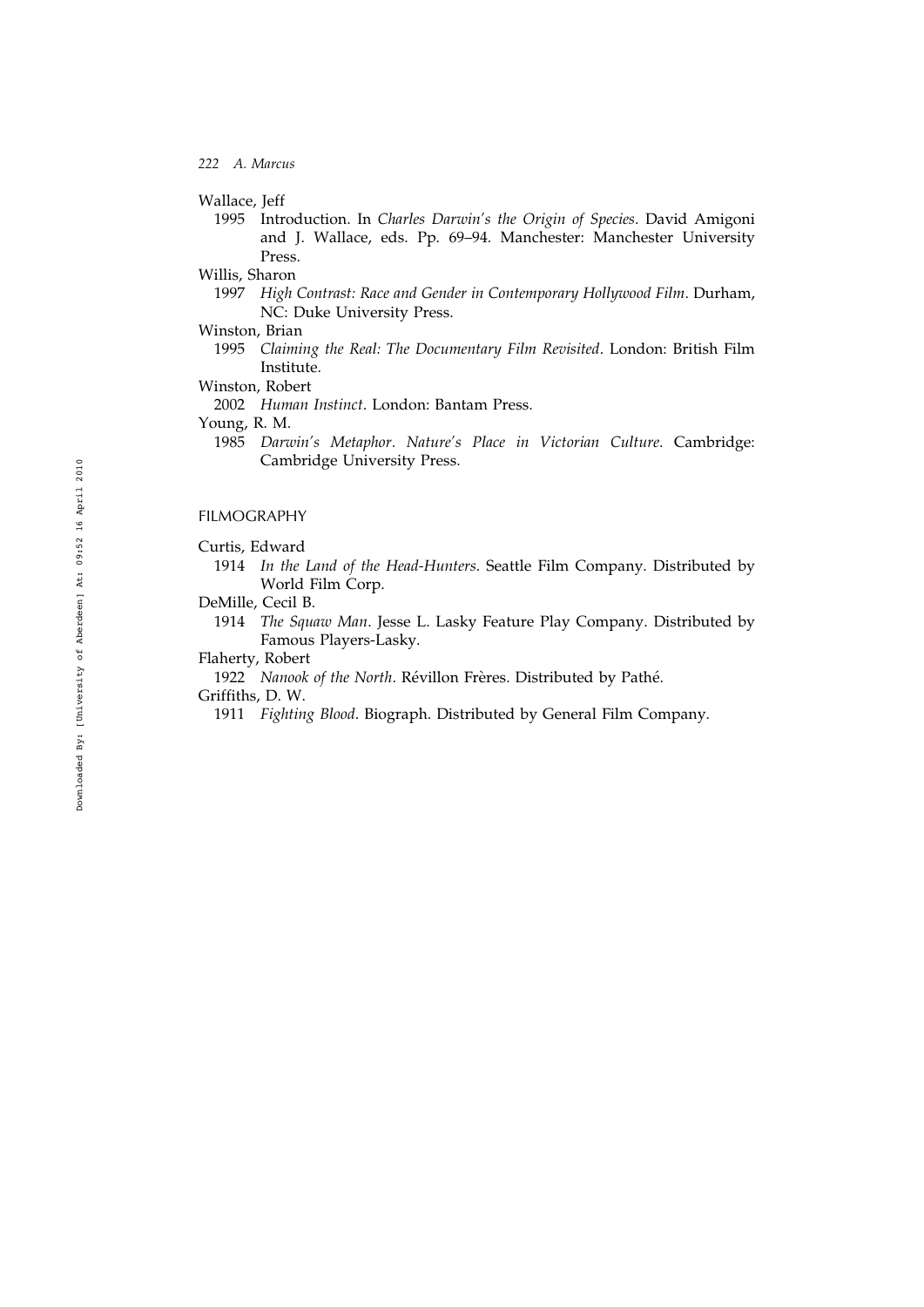Wallace, Jeff

1995 Introduction. In *Charles Darwin's the Origin of Species*. David Amigoni and J. Wallace, eds. Pp. 69–94. Manchester: Manchester University Press.

Willis, Sharon

1997 *High Contrast: Race and Gender in Contemporary Hollywood Film*. Durham, NC: Duke University Press.

Winston, Brian

1995 *Claiming the Real: The Documentary Film Revisited*. London: British Film Institute.

Winston, Robert

2002 *Human Instinct*. London: Bantam Press.

Young, R. M.

1985 *Darwin's Metaphor. Nature's Place in Victorian Culture*. Cambridge: Cambridge University Press.

## FILMOGRAPHY

Curtis, Edward

1914 *In the Land of the Head-Hunters*. Seattle Film Company. Distributed by World Film Corp.

DeMille, Cecil B.

1914 *The Squaw Man*. Jesse L. Lasky Feature Play Company. Distributed by Famous Players-Lasky.

Flaherty, Robert

1922 *Nanook of the North*. Révillon Frères. Distributed by Pathé.

Griffiths, D. W.

1911 *Fighting Blood*. Biograph. Distributed by General Film Company.